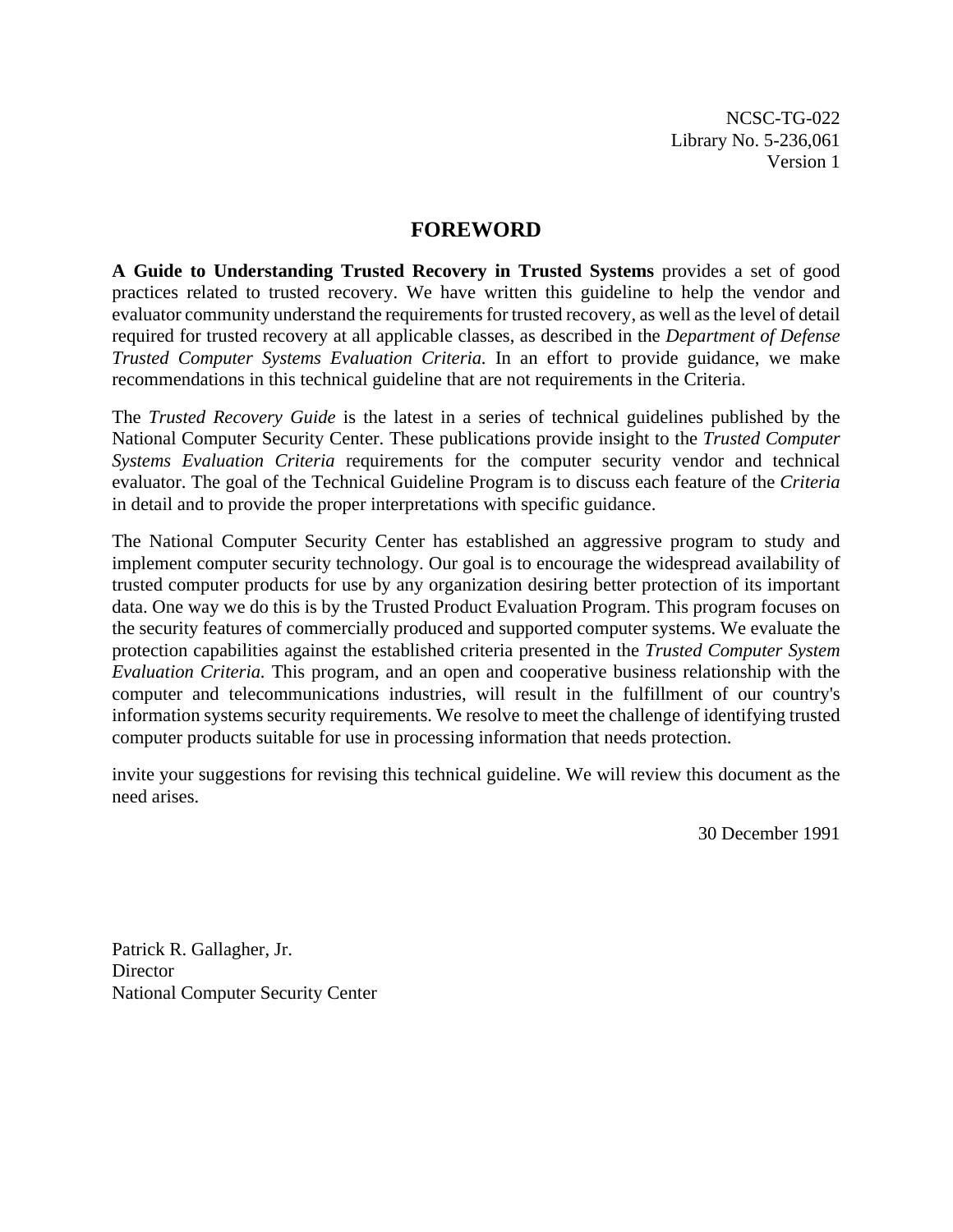NCSC-TG-022  
Library No. 5-236,061  
Version 1

# FOREWORD

**A Guide to Understanding Trusted Recovery in Trusted Systems** provides a set of good practices related to trusted recovery. We have written this guideline to help the vendor and evaluator community understand the requirements for trusted recovery, as well as the level of detail required for trusted recovery at all applicable classes, as described in the *Department of Defense Trusted Computer Systems Evaluation Criteria.* In an effort to provide guidance, we make recommendations in this technical guideline that are not requirements in the Criteria.

The *Trusted Recovery Guide* is the latest in a series of technical guidelines published by the National Computer Security Center. These publications provide insight to the *Trusted Computer Systems Evaluation Criteria* requirements for the computer security vendor and technical evaluator. The goal of the Technical Guideline Program is to discuss each feature of the *Criteria* in detail and to provide the proper interpretations with specific guidance.

The National Computer Security Center has established an aggressive program to study and implement computer security technology. Our goal is to encourage the widespread availability of trusted computer products for use by any organization desiring better protection of its important data. One way we do this is by the Trusted Product Evaluation Program. This program focuses on the security features of commercially produced and supported computer systems. We evaluate the protection capabilities against the established criteria presented in the *Trusted Computer System Evaluation Criteria.* This program, and an open and cooperative business relationship with the computer and telecommunications industries, will result in the fulfillment of our country's information systems security requirements. We resolve to meet the challenge of identifying trusted computer products suitable for use in processing information that needs protection.

invite your suggestions for revising this technical guideline. We will review this document as the need arises.

30 December 1991

Patrick R. Gallagher, Jr.  
Director  
National Computer Security Center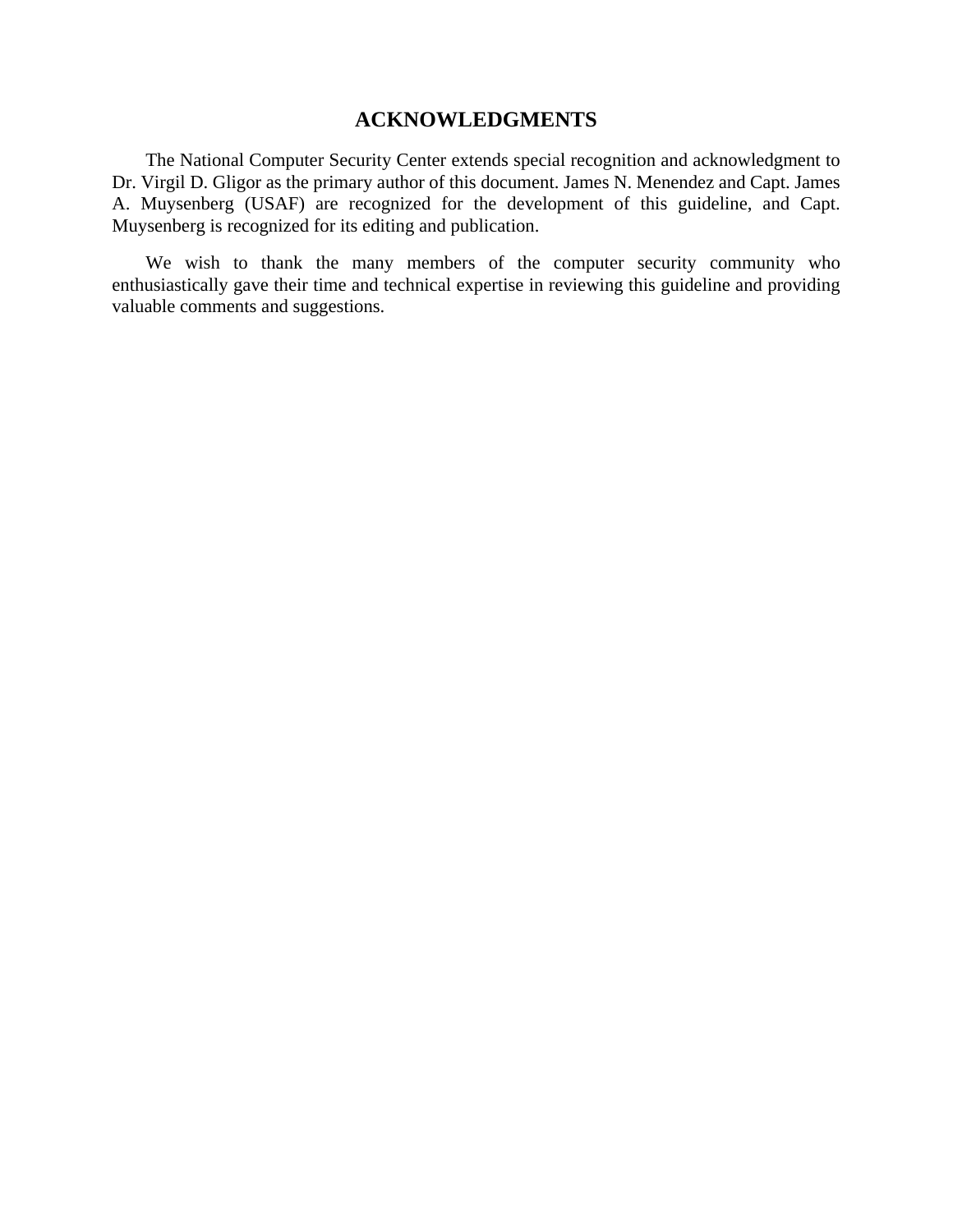# ACKNOWLEDGMENTS

The National Computer Security Center extends special recognition and acknowledgment to Dr. Virgil D. Gligor as the primary author of this document. James N. Menendez and Capt. James A. Muysenberg (USAF) are recognized for the development of this guideline, and Capt. Muysenberg is recognized for its editing and publication.

We wish to thank the many members of the computer security community who enthusiastically gave their time and technical expertise in reviewing this guideline and providing valuable comments and suggestions.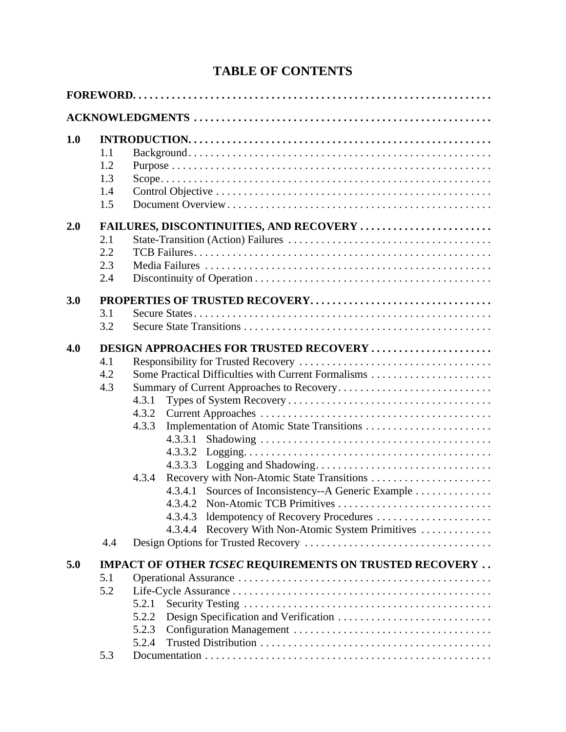# TABLE OF CONTENTS

**FOREWORD**

**ACKNOWLEDGMENTS**

**1.0 INTRODUCTION**

- 1.1 Background
- 1.2 Purpose
- 1.3 Scope
- 1.4 Control Objective
- 1.5 Document Overview

**2.0 FAILURES, DISCONTINUITIES, AND RECOVERY**

- 2.1 State-Transition (Action) Failures
- 2.2 TCB Failures
- 2.3 Media Failures
- 2.4 Discontinuity of Operation

**3.0 PROPERTIES OF TRUSTED RECOVERY**

- 3.1 Secure States
- 3.2 Secure State Transitions

**4.0 DESIGN APPROACHES FOR TRUSTED RECOVERY**

- 4.1 Responsibility for Trusted Recovery
- 4.2 Some Practical Difficulties with Current Formalisms
- 4.3 Summary of Current Approaches to Recovery
  - 4.3.1 Types of System Recovery
  - 4.3.2 Current Approaches
  - 4.3.3 Implementation of Atomic State Transitions
    - 4.3.3.1 Shadowing
    - 4.3.3.2 Logging
    - 4.3.3.3 Logging and Shadowing
  - 4.3.4 Recovery with Non-Atomic State Transitions
    - 4.3.4.1 Sources of Inconsistency--A Generic Example
    - 4.3.4.2 Non-Atomic TCB Primitives
    - 4.3.4.3 ldempotency of Recovery Procedures
    - 4.3.4.4 Recovery With Non-Atomic System Primitives
- 4.4 Design Options for Trusted Recovery

**5.0 IMPACT OF OTHER *TCSEC* REQUIREMENTS ON TRUSTED RECOVERY**

- 5.1 Operational Assurance
- 5.2 Life-Cycle Assurance
  - 5.2.1 Security Testing
  - 5.2.2 Design Specification and Verification
  - 5.2.3 Configuration Management
  - 5.2.4 Trusted Distribution
- 5.3 Documentation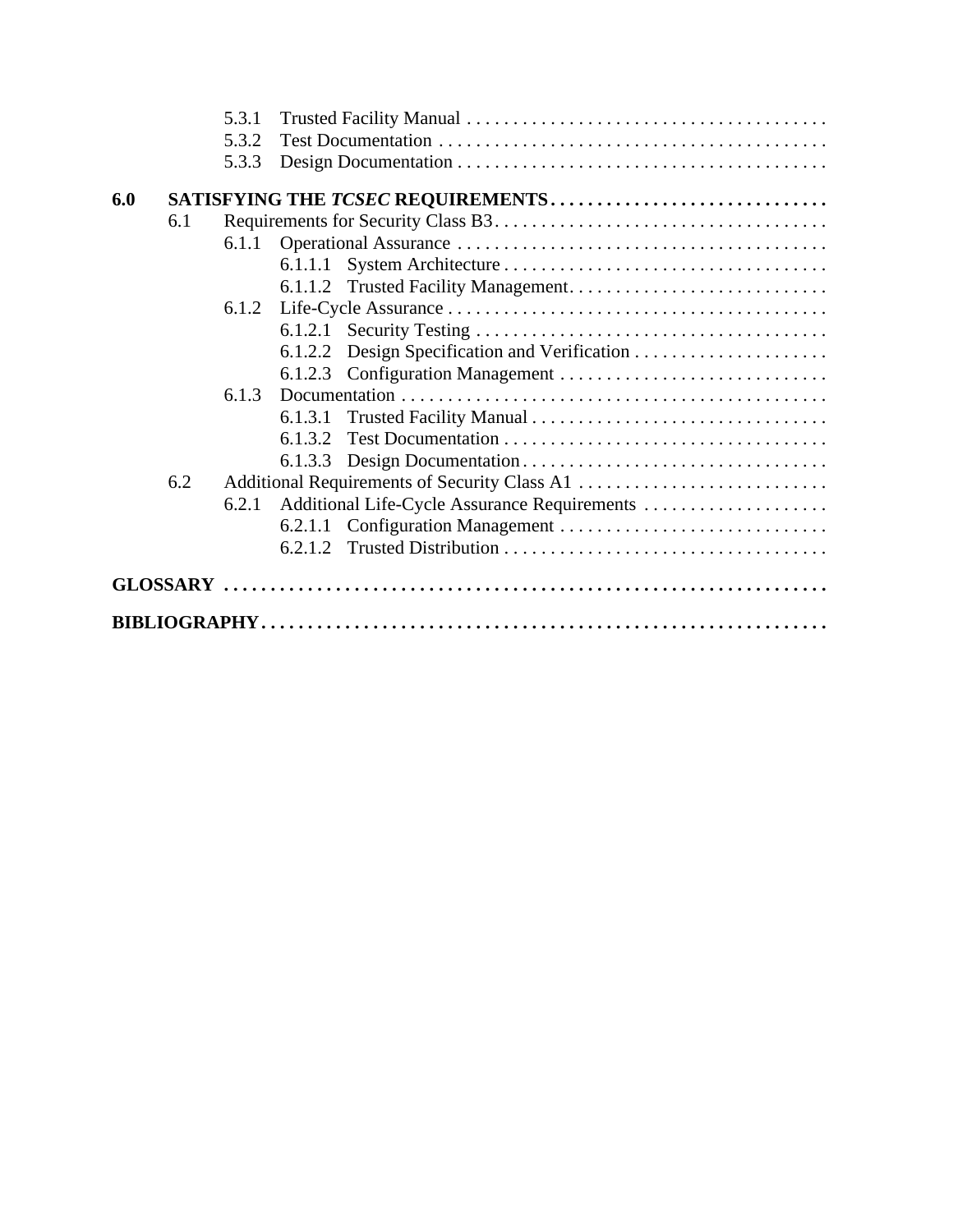- 5.3.1 Trusted Facility Manual
- 5.3.2 Test Documentation
- 5.3.3 Design Documentation

**6.0 SATISFYING THE *TCSEC* REQUIREMENTS**

- 6.1 Requirements for Security Class B3
  - 6.1.1 Operational Assurance
    - 6.1.1.1 System Architecture
    - 6.1.1.2 Trusted Facility Management
  - 6.1.2 Life-Cycle Assurance
    - 6.1.2.1 Security Testing
    - 6.1.2.2 Design Specification and Verification
    - 6.1.2.3 Configuration Management
  - 6.1.3 Documentation
    - 6.1.3.1 Trusted Facility Manual
    - 6.1.3.2 Test Documentation
    - 6.1.3.3 Design Documentation
- 6.2 Additional Requirements of Security Class A1
  - 6.2.1 Additional Life-Cycle Assurance Requirements
    - 6.2.1.1 Configuration Management
    - 6.2.1.2 Trusted Distribution

**GLOSSARY**

**BIBLIOGRAPHY**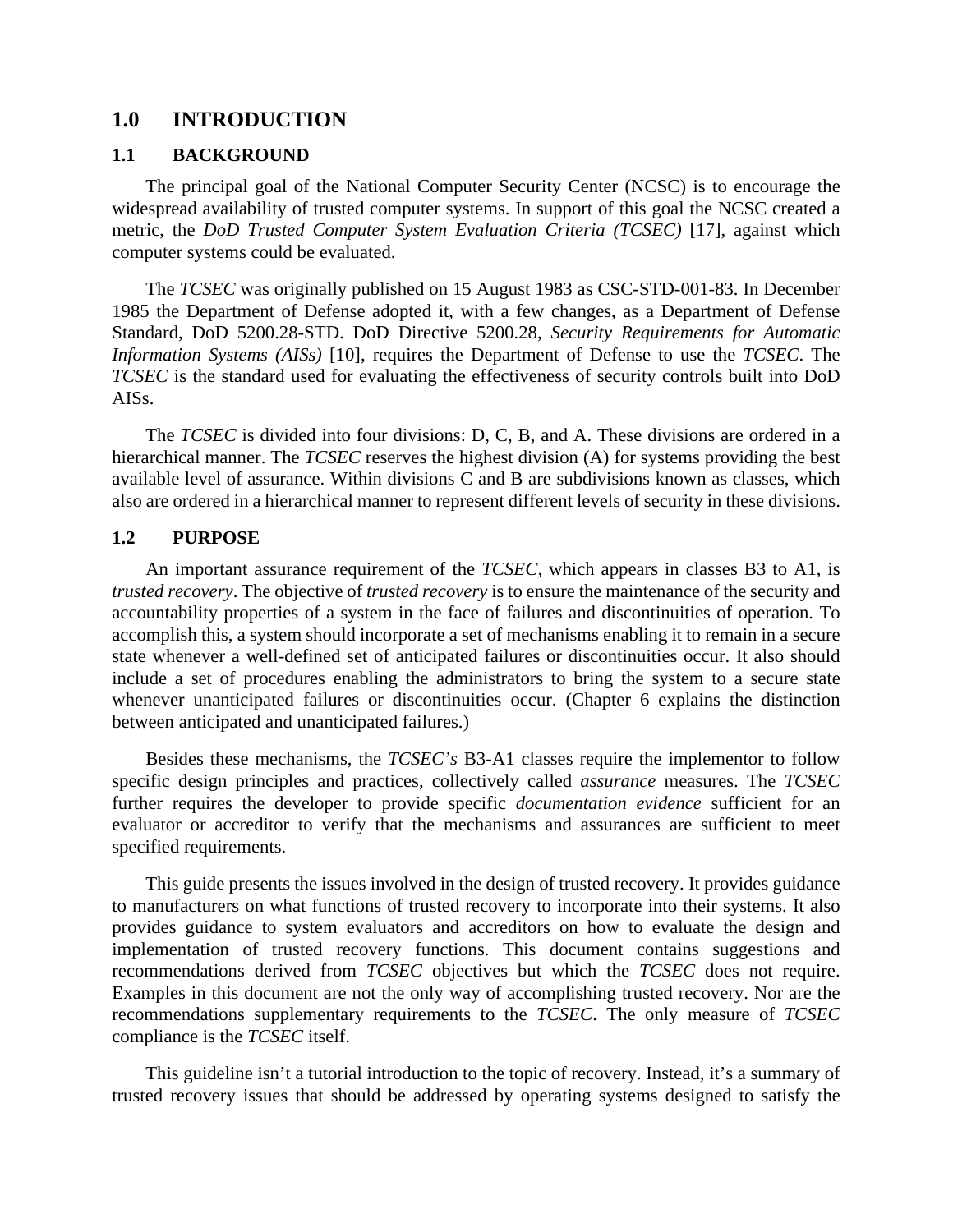# 1.0 INTRODUCTION

## 1.1 BACKGROUND

The principal goal of the National Computer Security Center (NCSC) is to encourage the widespread availability of trusted computer systems. In support of this goal the NCSC created a metric, the *DoD Trusted Computer System Evaluation Criteria (TCSEC)* [17], against which computer systems could be evaluated.

The *TCSEC* was originally published on 15 August 1983 as CSC-STD-001-83. In December 1985 the Department of Defense adopted it, with a few changes, as a Department of Defense Standard, DoD 5200.28-STD. DoD Directive 5200.28, *Security Requirements for Automatic Information Systems (AISs)* [10], requires the Department of Defense to use the *TCSEC*. The *TCSEC* is the standard used for evaluating the effectiveness of security controls built into DoD AISs.

The *TCSEC* is divided into four divisions: D, C, B, and A. These divisions are ordered in a hierarchical manner. The *TCSEC* reserves the highest division (A) for systems providing the best available level of assurance. Within divisions C and B are subdivisions known as classes, which also are ordered in a hierarchical manner to represent different levels of security in these divisions.

## 1.2 PURPOSE

An important assurance requirement of the *TCSEC,* which appears in classes B3 to A1, is *trusted recovery*. The objective of *trusted recovery* is to ensure the maintenance of the security and accountability properties of a system in the face of failures and discontinuities of operation. To accomplish this, a system should incorporate a set of mechanisms enabling it to remain in a secure state whenever a well-defined set of anticipated failures or discontinuities occur. It also should include a set of procedures enabling the administrators to bring the system to a secure state whenever unanticipated failures or discontinuities occur. (Chapter 6 explains the distinction between anticipated and unanticipated failures.)

Besides these mechanisms, the *TCSEC's* B3-A1 classes require the implementor to follow specific design principles and practices, collectively called *assurance* measures. The *TCSEC* further requires the developer to provide specific *documentation evidence* sufficient for an evaluator or accreditor to verify that the mechanisms and assurances are sufficient to meet specified requirements.

This guide presents the issues involved in the design of trusted recovery. It provides guidance to manufacturers on what functions of trusted recovery to incorporate into their systems. It also provides guidance to system evaluators and accreditors on how to evaluate the design and implementation of trusted recovery functions. This document contains suggestions and recommendations derived from *TCSEC* objectives but which the *TCSEC* does not require. Examples in this document are not the only way of accomplishing trusted recovery. Nor are the recommendations supplementary requirements to the *TCSEC*. The only measure of *TCSEC* compliance is the *TCSEC* itself.

This guideline isn't a tutorial introduction to the topic of recovery. Instead, it's a summary of trusted recovery issues that should be addressed by operating systems designed to satisfy the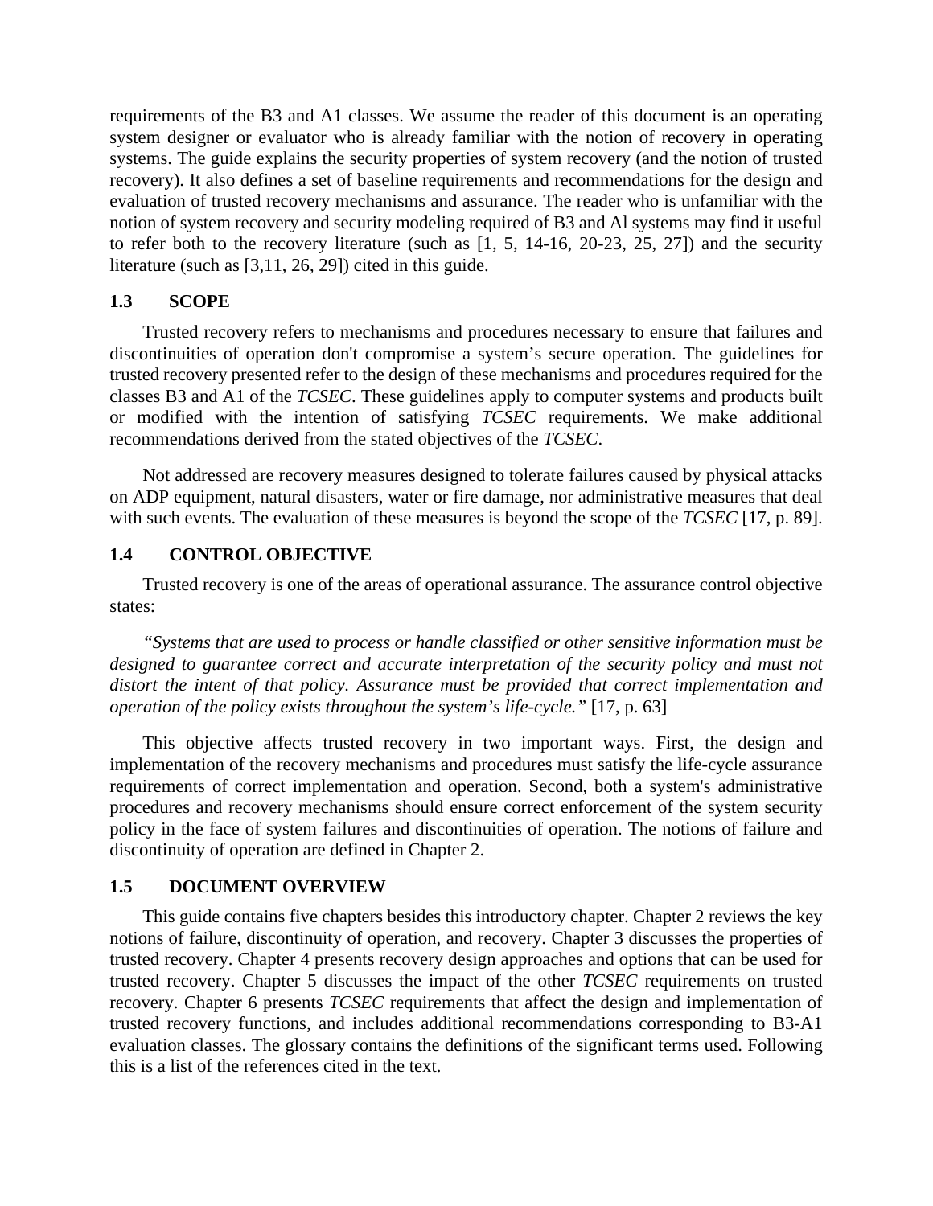requirements of the B3 and A1 classes. We assume the reader of this document is an operating system designer or evaluator who is already familiar with the notion of recovery in operating systems. The guide explains the security properties of system recovery (and the notion of trusted recovery). It also defines a set of baseline requirements and recommendations for the design and evaluation of trusted recovery mechanisms and assurance. The reader who is unfamiliar with the notion of system recovery and security modeling required of B3 and Al systems may find it useful to refer both to the recovery literature (such as [1, 5, 14-16, 20-23, 25, 27]) and the security literature (such as [3,11, 26, 29]) cited in this guide.

## 1.3 SCOPE

Trusted recovery refers to mechanisms and procedures necessary to ensure that failures and discontinuities of operation don't compromise a system's secure operation. The guidelines for trusted recovery presented refer to the design of these mechanisms and procedures required for the classes B3 and A1 of the *TCSEC*. These guidelines apply to computer systems and products built or modified with the intention of satisfying *TCSEC* requirements. We make additional recommendations derived from the stated objectives of the *TCSEC*.

Not addressed are recovery measures designed to tolerate failures caused by physical attacks on ADP equipment, natural disasters, water or fire damage, nor administrative measures that deal with such events. The evaluation of these measures is beyond the scope of the *TCSEC* [17, p. 89].

## 1.4 CONTROL OBJECTIVE

Trusted recovery is one of the areas of operational assurance. The assurance control objective states:

*"Systems that are used to process or handle classified or other sensitive information must be designed to guarantee correct and accurate interpretation of the security policy and must not distort the intent of that policy. Assurance must be provided that correct implementation and operation of the policy exists throughout the system's life-cycle."* [17, p. 63]

This objective affects trusted recovery in two important ways. First, the design and implementation of the recovery mechanisms and procedures must satisfy the life-cycle assurance requirements of correct implementation and operation. Second, both a system's administrative procedures and recovery mechanisms should ensure correct enforcement of the system security policy in the face of system failures and discontinuities of operation. The notions of failure and discontinuity of operation are defined in Chapter 2.

## 1.5 DOCUMENT OVERVIEW

This guide contains five chapters besides this introductory chapter. Chapter 2 reviews the key notions of failure, discontinuity of operation, and recovery. Chapter 3 discusses the properties of trusted recovery. Chapter 4 presents recovery design approaches and options that can be used for trusted recovery. Chapter 5 discusses the impact of the other *TCSEC* requirements on trusted recovery. Chapter 6 presents *TCSEC* requirements that affect the design and implementation of trusted recovery functions, and includes additional recommendations corresponding to B3-A1 evaluation classes. The glossary contains the definitions of the significant terms used. Following this is a list of the references cited in the text.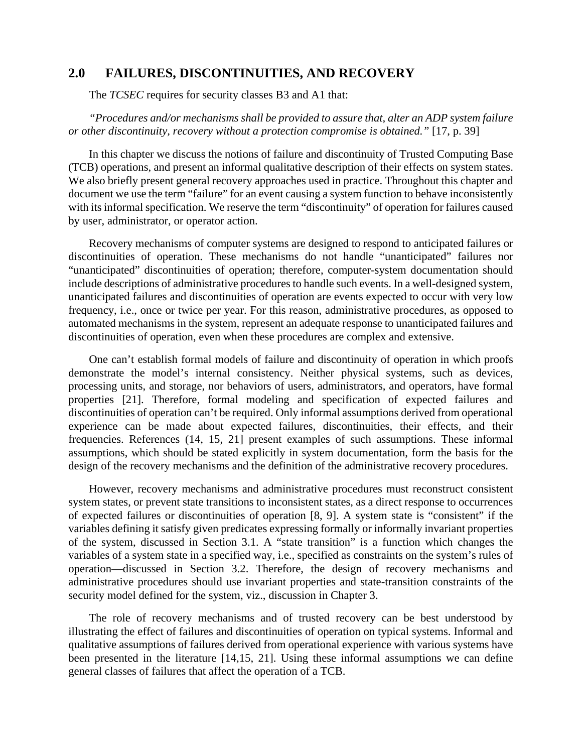## 2.0 FAILURES, DISCONTINUITIES, AND RECOVERY

The *TCSEC* requires for security classes B3 and A1 that:

*"Procedures and/or mechanisms shall be provided to assure that, alter an ADP system failure or other discontinuity, recovery without a protection compromise is obtained."* [17, p. 39]

In this chapter we discuss the notions of failure and discontinuity of Trusted Computing Base (TCB) operations, and present an informal qualitative description of their effects on system states. We also briefly present general recovery approaches used in practice. Throughout this chapter and document we use the term "failure" for an event causing a system function to behave inconsistently with its informal specification. We reserve the term "discontinuity" of operation for failures caused by user, administrator, or operator action.

Recovery mechanisms of computer systems are designed to respond to anticipated failures or discontinuities of operation. These mechanisms do not handle "unanticipated" failures nor "unanticipated" discontinuities of operation; therefore, computer-system documentation should include descriptions of administrative procedures to handle such events. In a well-designed system, unanticipated failures and discontinuities of operation are events expected to occur with very low frequency, i.e., once or twice per year. For this reason, administrative procedures, as opposed to automated mechanisms in the system, represent an adequate response to unanticipated failures and discontinuities of operation, even when these procedures are complex and extensive.

One can't establish formal models of failure and discontinuity of operation in which proofs demonstrate the model's internal consistency. Neither physical systems, such as devices, processing units, and storage, nor behaviors of users, administrators, and operators, have formal properties [21]. Therefore, formal modeling and specification of expected failures and discontinuities of operation can't be required. Only informal assumptions derived from operational experience can be made about expected failures, discontinuities, their effects, and their frequencies. References (14, 15, 21] present examples of such assumptions. These informal assumptions, which should be stated explicitly in system documentation, form the basis for the design of the recovery mechanisms and the definition of the administrative recovery procedures.

However, recovery mechanisms and administrative procedures must reconstruct consistent system states, or prevent state transitions to inconsistent states, as a direct response to occurrences of expected failures or discontinuities of operation [8, 9]. A system state is "consistent" if the variables defining it satisfy given predicates expressing formally or informally invariant properties of the system, discussed in Section 3.1. A "state transition" is a function which changes the variables of a system state in a specified way, i.e., specified as constraints on the system's rules of operation—discussed in Section 3.2. Therefore, the design of recovery mechanisms and administrative procedures should use invariant properties and state-transition constraints of the security model defined for the system, viz., discussion in Chapter 3.

The role of recovery mechanisms and of trusted recovery can be best understood by illustrating the effect of failures and discontinuities of operation on typical systems. Informal and qualitative assumptions of failures derived from operational experience with various systems have been presented in the literature [14,15, 21]. Using these informal assumptions we can define general classes of failures that affect the operation of a TCB.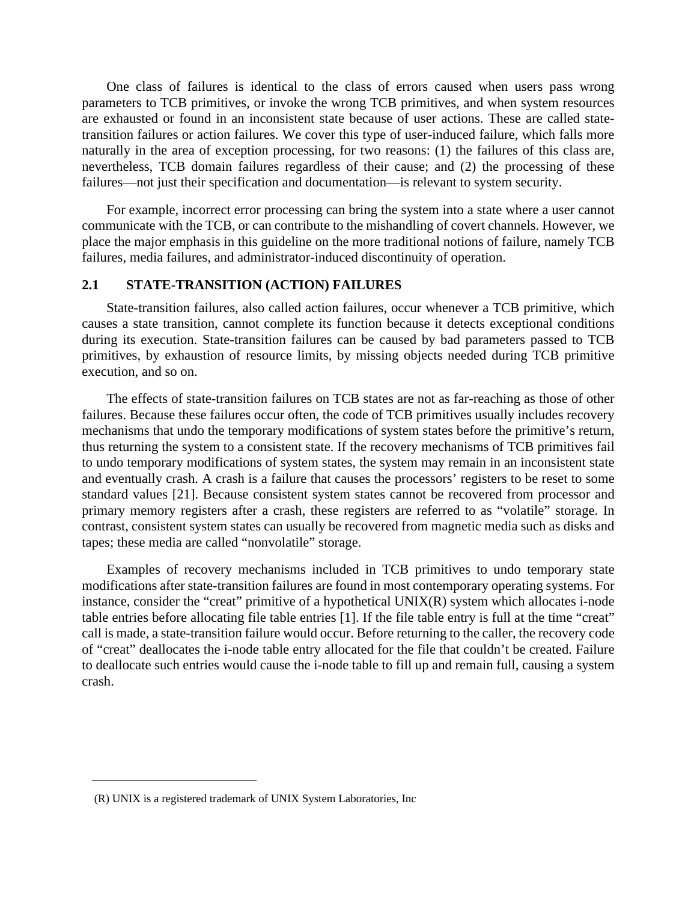One class of failures is identical to the class of errors caused when users pass wrong parameters to TCB primitives, or invoke the wrong TCB primitives, and when system resources are exhausted or found in an inconsistent state because of user actions. These are called state-transition failures or action failures. We cover this type of user-induced failure, which falls more naturally in the area of exception processing, for two reasons: (1) the failures of this class are, nevertheless, TCB domain failures regardless of their cause; and (2) the processing of these failures—not just their specification and documentation—is relevant to system security.

For example, incorrect error processing can bring the system into a state where a user cannot communicate with the TCB, or can contribute to the mishandling of covert channels. However, we place the major emphasis in this guideline on the more traditional notions of failure, namely TCB failures, media failures, and administrator-induced discontinuity of operation.

## 2.1 STATE-TRANSITION (ACTION) FAILURES

State-transition failures, also called action failures, occur whenever a TCB primitive, which causes a state transition, cannot complete its function because it detects exceptional conditions during its execution. State-transition failures can be caused by bad parameters passed to TCB primitives, by exhaustion of resource limits, by missing objects needed during TCB primitive execution, and so on.

The effects of state-transition failures on TCB states are not as far-reaching as those of other failures. Because these failures occur often, the code of TCB primitives usually includes recovery mechanisms that undo the temporary modifications of system states before the primitive's return, thus returning the system to a consistent state. If the recovery mechanisms of TCB primitives fail to undo temporary modifications of system states, the system may remain in an inconsistent state and eventually crash. A crash is a failure that causes the processors' registers to be reset to some standard values [21]. Because consistent system states cannot be recovered from processor and primary memory registers after a crash, these registers are referred to as "volatile" storage. In contrast, consistent system states can usually be recovered from magnetic media such as disks and tapes; these media are called "nonvolatile" storage.

Examples of recovery mechanisms included in TCB primitives to undo temporary state modifications after state-transition failures are found in most contemporary operating systems. For instance, consider the "creat" primitive of a hypothetical UNIX(R) system which allocates i-node table entries before allocating file table entries [1]. If the file table entry is full at the time "creat" call is made, a state-transition failure would occur. Before returning to the caller, the recovery code of "creat" deallocates the i-node table entry allocated for the file that couldn't be created. Failure to deallocate such entries would cause the i-node table to fill up and remain full, causing a system crash.

---

(R) UNIX is a registered trademark of UNIX System Laboratories, Inc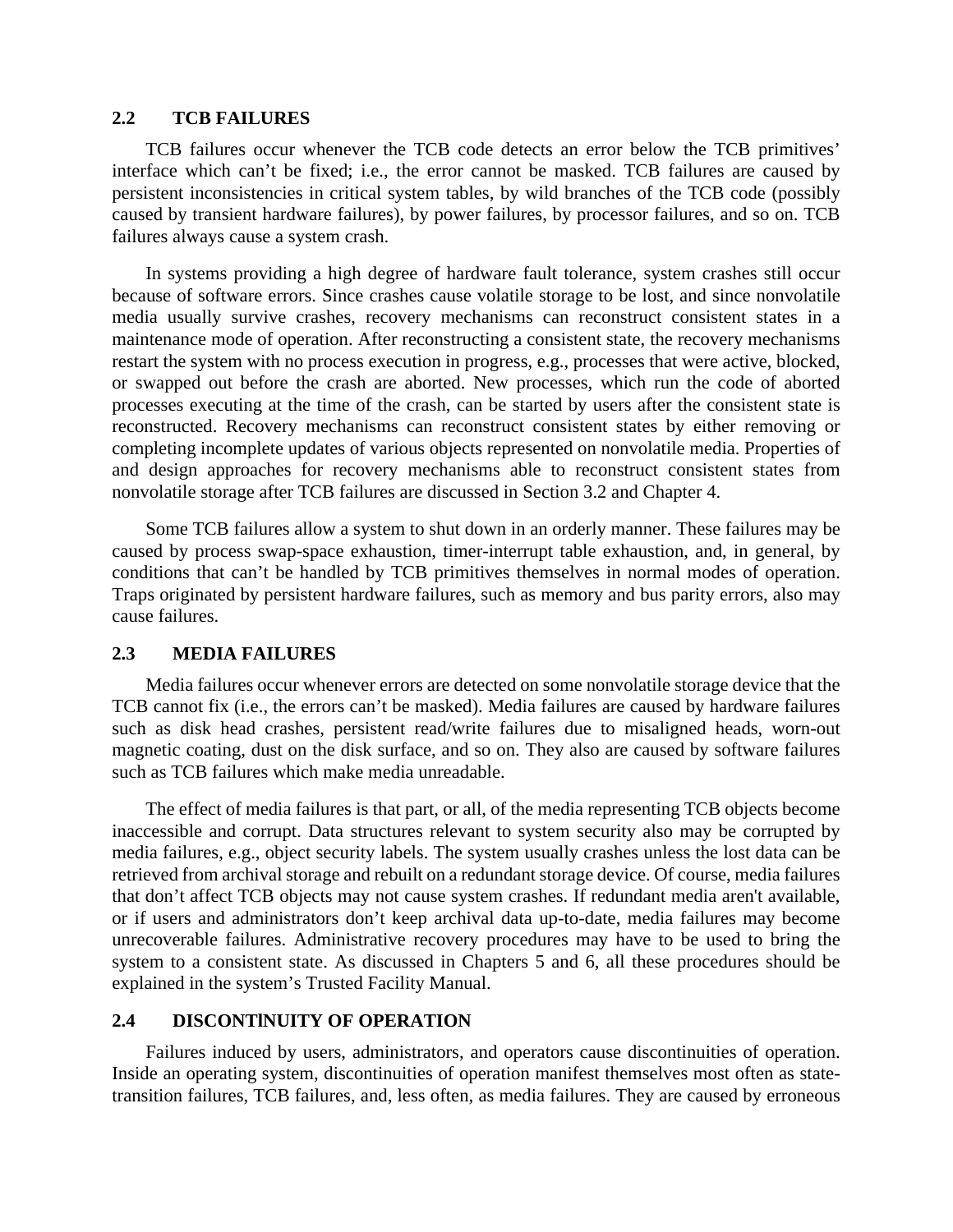## 2.2 TCB FAILURES

TCB failures occur whenever the TCB code detects an error below the TCB primitives' interface which can't be fixed; i.e., the error cannot be masked. TCB failures are caused by persistent inconsistencies in critical system tables, by wild branches of the TCB code (possibly caused by transient hardware failures), by power failures, by processor failures, and so on. TCB failures always cause a system crash.

In systems providing a high degree of hardware fault tolerance, system crashes still occur because of software errors. Since crashes cause volatile storage to be lost, and since nonvolatile media usually survive crashes, recovery mechanisms can reconstruct consistent states in a maintenance mode of operation. After reconstructing a consistent state, the recovery mechanisms restart the system with no process execution in progress, e.g., processes that were active, blocked, or swapped out before the crash are aborted. New processes, which run the code of aborted processes executing at the time of the crash, can be started by users after the consistent state is reconstructed. Recovery mechanisms can reconstruct consistent states by either removing or completing incomplete updates of various objects represented on nonvolatile media. Properties of and design approaches for recovery mechanisms able to reconstruct consistent states from nonvolatile storage after TCB failures are discussed in Section 3.2 and Chapter 4.

Some TCB failures allow a system to shut down in an orderly manner. These failures may be caused by process swap-space exhaustion, timer-interrupt table exhaustion, and, in general, by conditions that can't be handled by TCB primitives themselves in normal modes of operation. Traps originated by persistent hardware failures, such as memory and bus parity errors, also may cause failures.

## 2.3 MEDIA FAILURES

Media failures occur whenever errors are detected on some nonvolatile storage device that the TCB cannot fix (i.e., the errors can't be masked). Media failures are caused by hardware failures such as disk head crashes, persistent read/write failures due to misaligned heads, worn-out magnetic coating, dust on the disk surface, and so on. They also are caused by software failures such as TCB failures which make media unreadable.

The effect of media failures is that part, or all, of the media representing TCB objects become inaccessible and corrupt. Data structures relevant to system security also may be corrupted by media failures, e.g., object security labels. The system usually crashes unless the lost data can be retrieved from archival storage and rebuilt on a redundant storage device. Of course, media failures that don't affect TCB objects may not cause system crashes. If redundant media aren't available, or if users and administrators don't keep archival data up-to-date, media failures may become unrecoverable failures. Administrative recovery procedures may have to be used to bring the system to a consistent state. As discussed in Chapters 5 and 6, all these procedures should be explained in the system's Trusted Facility Manual.

## 2.4 DISCONTINUITY OF OPERATION

Failures induced by users, administrators, and operators cause discontinuities of operation. Inside an operating system, discontinuities of operation manifest themselves most often as state-transition failures, TCB failures, and, less often, as media failures. They are caused by erroneous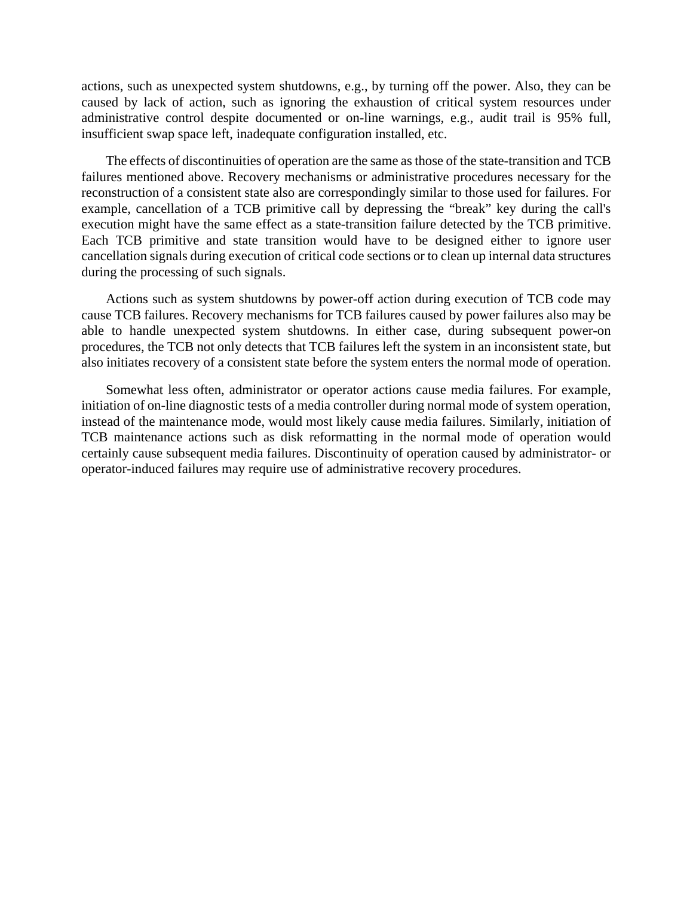actions, such as unexpected system shutdowns, e.g., by turning off the power. Also, they can be caused by lack of action, such as ignoring the exhaustion of critical system resources under administrative control despite documented or on-line warnings, e.g., audit trail is 95% full, insufficient swap space left, inadequate configuration installed, etc.

The effects of discontinuities of operation are the same as those of the state-transition and TCB failures mentioned above. Recovery mechanisms or administrative procedures necessary for the reconstruction of a consistent state also are correspondingly similar to those used for failures. For example, cancellation of a TCB primitive call by depressing the "break" key during the call's execution might have the same effect as a state-transition failure detected by the TCB primitive. Each TCB primitive and state transition would have to be designed either to ignore user cancellation signals during execution of critical code sections or to clean up internal data structures during the processing of such signals.

Actions such as system shutdowns by power-off action during execution of TCB code may cause TCB failures. Recovery mechanisms for TCB failures caused by power failures also may be able to handle unexpected system shutdowns. In either case, during subsequent power-on procedures, the TCB not only detects that TCB failures left the system in an inconsistent state, but also initiates recovery of a consistent state before the system enters the normal mode of operation.

Somewhat less often, administrator or operator actions cause media failures. For example, initiation of on-line diagnostic tests of a media controller during normal mode of system operation, instead of the maintenance mode, would most likely cause media failures. Similarly, initiation of TCB maintenance actions such as disk reformatting in the normal mode of operation would certainly cause subsequent media failures. Discontinuity of operation caused by administrator- or operator-induced failures may require use of administrative recovery procedures.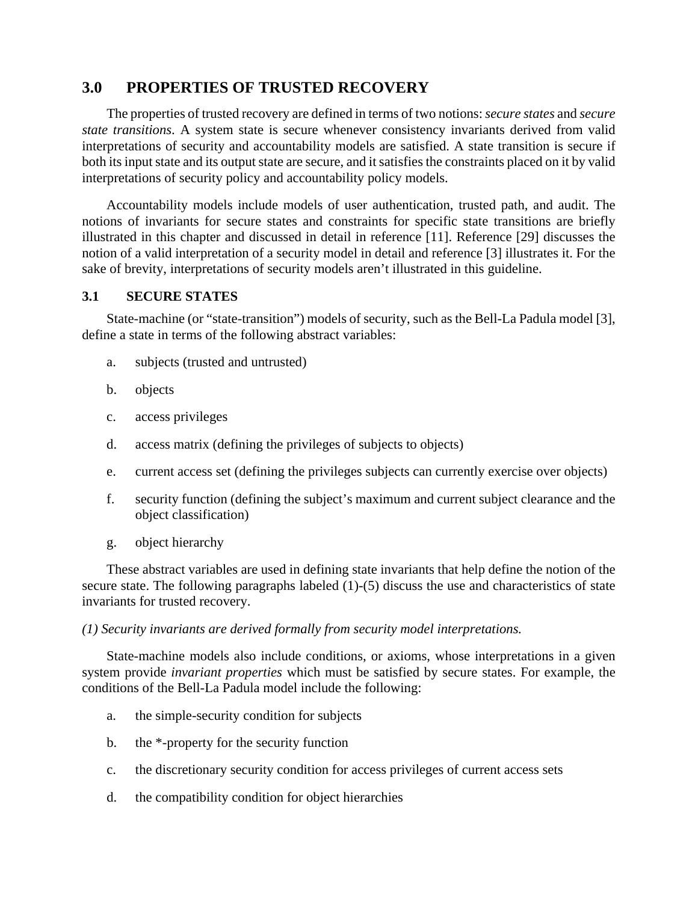## 3.0 PROPERTIES OF TRUSTED RECOVERY

The properties of trusted recovery are defined in terms of two notions: *secure states* and *secure state transitions*. A system state is secure whenever consistency invariants derived from valid interpretations of security and accountability models are satisfied. A state transition is secure if both its input state and its output state are secure, and it satisfies the constraints placed on it by valid interpretations of security policy and accountability policy models.

Accountability models include models of user authentication, trusted path, and audit. The notions of invariants for secure states and constraints for specific state transitions are briefly illustrated in this chapter and discussed in detail in reference [11]. Reference [29] discusses the notion of a valid interpretation of a security model in detail and reference [3] illustrates it. For the sake of brevity, interpretations of security models aren't illustrated in this guideline.

### 3.1 SECURE STATES

State-machine (or "state-transition") models of security, such as the Bell-La Padula model [3], define a state in terms of the following abstract variables:

a. subjects (trusted and untrusted)

b. objects

c. access privileges

d. access matrix (defining the privileges of subjects to objects)

e. current access set (defining the privileges subjects can currently exercise over objects)

f. security function (defining the subject's maximum and current subject clearance and the object classification)

g. object hierarchy

These abstract variables are used in defining state invariants that help define the notion of the secure state. The following paragraphs labeled (1)-(5) discuss the use and characteristics of state invariants for trusted recovery.

*(1) Security invariants are derived formally from security model interpretations.*

State-machine models also include conditions, or axioms, whose interpretations in a given system provide *invariant properties* which must be satisfied by secure states. For example, the conditions of the Bell-La Padula model include the following:

a. the simple-security condition for subjects

b. the *-property for the security function

c. the discretionary security condition for access privileges of current access sets

d. the compatibility condition for object hierarchies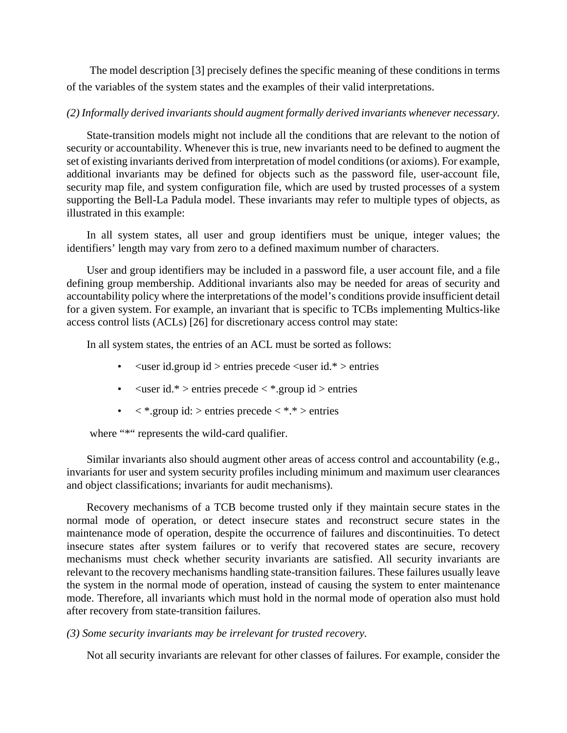The model description [3] precisely defines the specific meaning of these conditions in terms of the variables of the system states and the examples of their valid interpretations.

*(2) Informally derived invariants should augment formally derived invariants whenever necessary.*

State-transition models might not include all the conditions that are relevant to the notion of security or accountability. Whenever this is true, new invariants need to be defined to augment the set of existing invariants derived from interpretation of model conditions (or axioms). For example, additional invariants may be defined for objects such as the password file, user-account file, security map file, and system configuration file, which are used by trusted processes of a system supporting the Bell-La Padula model. These invariants may refer to multiple types of objects, as illustrated in this example:

In all system states, all user and group identifiers must be unique, integer values; the identifiers' length may vary from zero to a defined maximum number of characters.

User and group identifiers may be included in a password file, a user account file, and a file defining group membership. Additional invariants also may be needed for areas of security and accountability policy where the interpretations of the model's conditions provide insufficient detail for a given system. For example, an invariant that is specific to TCBs implementing Multics-like access control lists (ACLs) [26] for discretionary access control may state:

In all system states, the entries of an ACL must be sorted as follows:

- <user id.group id > entries precede <user id.* > entries
- <user id.* > entries precede < *.group id > entries
- < *.group id: > entries precede < *.* > entries

where "*" represents the wild-card qualifier.

Similar invariants also should augment other areas of access control and accountability (e.g., invariants for user and system security profiles including minimum and maximum user clearances and object classifications; invariants for audit mechanisms).

Recovery mechanisms of a TCB become trusted only if they maintain secure states in the normal mode of operation, or detect insecure states and reconstruct secure states in the maintenance mode of operation, despite the occurrence of failures and discontinuities. To detect insecure states after system failures or to verify that recovered states are secure, recovery mechanisms must check whether security invariants are satisfied. All security invariants are relevant to the recovery mechanisms handling state-transition failures. These failures usually leave the system in the normal mode of operation, instead of causing the system to enter maintenance mode. Therefore, all invariants which must hold in the normal mode of operation also must hold after recovery from state-transition failures.

*(3) Some security invariants may be irrelevant for trusted recovery.*

Not all security invariants are relevant for other classes of failures. For example, consider the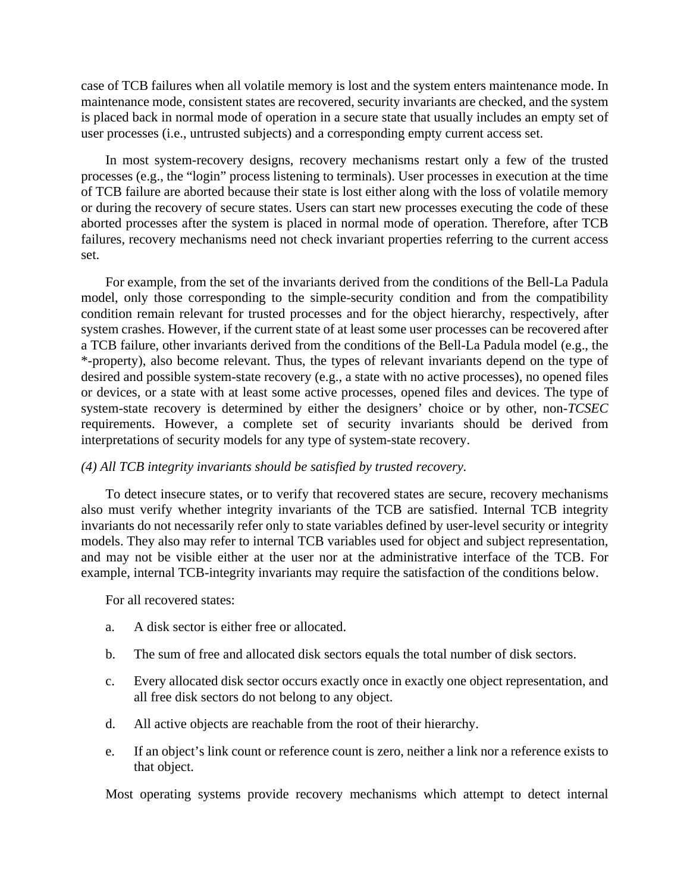case of TCB failures when all volatile memory is lost and the system enters maintenance mode. In maintenance mode, consistent states are recovered, security invariants are checked, and the system is placed back in normal mode of operation in a secure state that usually includes an empty set of user processes (i.e., untrusted subjects) and a corresponding empty current access set.

In most system-recovery designs, recovery mechanisms restart only a few of the trusted processes (e.g., the “login” process listening to terminals). User processes in execution at the time of TCB failure are aborted because their state is lost either along with the loss of volatile memory or during the recovery of secure states. Users can start new processes executing the code of these aborted processes after the system is placed in normal mode of operation. Therefore, after TCB failures, recovery mechanisms need not check invariant properties referring to the current access set.

For example, from the set of the invariants derived from the conditions of the Bell-La Padula model, only those corresponding to the simple-security condition and from the compatibility condition remain relevant for trusted processes and for the object hierarchy, respectively, after system crashes. However, if the current state of at least some user processes can be recovered after a TCB failure, other invariants derived from the conditions of the Bell-La Padula model (e.g., the *-property), also become relevant. Thus, the types of relevant invariants depend on the type of desired and possible system-state recovery (e.g., a state with no active processes), no opened files or devices, or a state with at least some active processes, opened files and devices. The type of system-state recovery is determined by either the designers’ choice or by other, non-*TCSEC* requirements. However, a complete set of security invariants should be derived from interpretations of security models for any type of system-state recovery.

*(4) All TCB integrity invariants should be satisfied by trusted recovery.*

To detect insecure states, or to verify that recovered states are secure, recovery mechanisms also must verify whether integrity invariants of the TCB are satisfied. Internal TCB integrity invariants do not necessarily refer only to state variables defined by user-level security or integrity models. They also may refer to internal TCB variables used for object and subject representation, and may not be visible either at the user nor at the administrative interface of the TCB. For example, internal TCB-integrity invariants may require the satisfaction of the conditions below.

For all recovered states:

a. A disk sector is either free or allocated.

b. The sum of free and allocated disk sectors equals the total number of disk sectors.

c. Every allocated disk sector occurs exactly once in exactly one object representation, and all free disk sectors do not belong to any object.

d. All active objects are reachable from the root of their hierarchy.

e. If an object’s link count or reference count is zero, neither a link nor a reference exists to that object.

Most operating systems provide recovery mechanisms which attempt to detect internal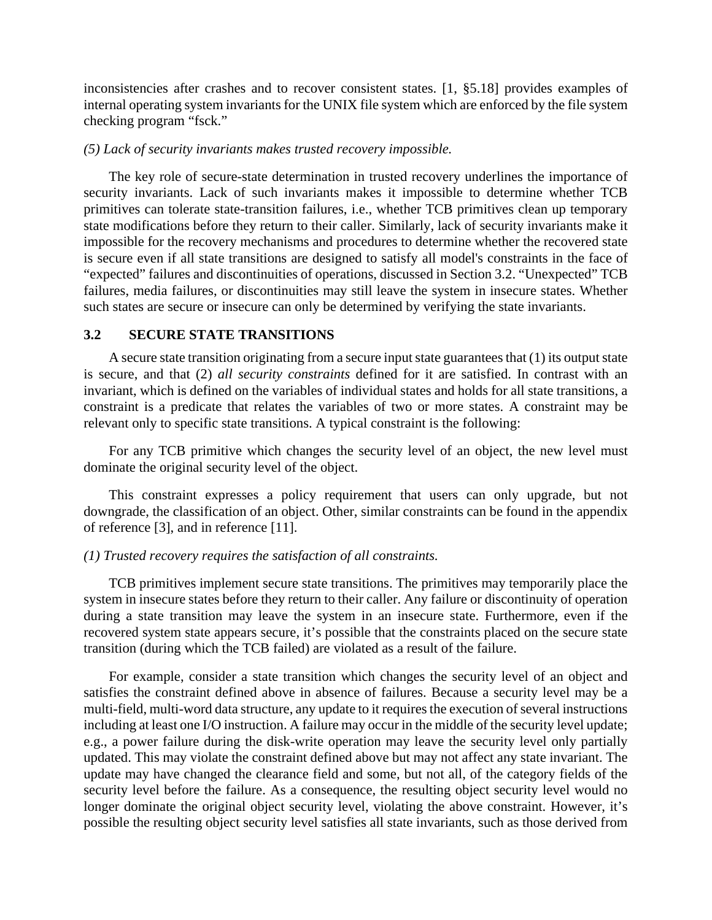inconsistencies after crashes and to recover consistent states. [1, §5.18] provides examples of internal operating system invariants for the UNIX file system which are enforced by the file system checking program "fsck."

*(5) Lack of security invariants makes trusted recovery impossible.*

The key role of secure-state determination in trusted recovery underlines the importance of security invariants. Lack of such invariants makes it impossible to determine whether TCB primitives can tolerate state-transition failures, i.e., whether TCB primitives clean up temporary state modifications before they return to their caller. Similarly, lack of security invariants make it impossible for the recovery mechanisms and procedures to determine whether the recovered state is secure even if all state transitions are designed to satisfy all model's constraints in the face of "expected" failures and discontinuities of operations, discussed in Section 3.2. "Unexpected" TCB failures, media failures, or discontinuities may still leave the system in insecure states. Whether such states are secure or insecure can only be determined by verifying the state invariants.

## 3.2 SECURE STATE TRANSITIONS

A secure state transition originating from a secure input state guarantees that (1) its output state is secure, and that (2) *all security constraints* defined for it are satisfied. In contrast with an invariant, which is defined on the variables of individual states and holds for all state transitions, a constraint is a predicate that relates the variables of two or more states. A constraint may be relevant only to specific state transitions. A typical constraint is the following:

For any TCB primitive which changes the security level of an object, the new level must dominate the original security level of the object.

This constraint expresses a policy requirement that users can only upgrade, but not downgrade, the classification of an object. Other, similar constraints can be found in the appendix of reference [3], and in reference [11].

*(1) Trusted recovery requires the satisfaction of all constraints.*

TCB primitives implement secure state transitions. The primitives may temporarily place the system in insecure states before they return to their caller. Any failure or discontinuity of operation during a state transition may leave the system in an insecure state. Furthermore, even if the recovered system state appears secure, it's possible that the constraints placed on the secure state transition (during which the TCB failed) are violated as a result of the failure.

For example, consider a state transition which changes the security level of an object and satisfies the constraint defined above in absence of failures. Because a security level may be a multi-field, multi-word data structure, any update to it requires the execution of several instructions including at least one I/O instruction. A failure may occur in the middle of the security level update; e.g., a power failure during the disk-write operation may leave the security level only partially updated. This may violate the constraint defined above but may not affect any state invariant. The update may have changed the clearance field and some, but not all, of the category fields of the security level before the failure. As a consequence, the resulting object security level would no longer dominate the original object security level, violating the above constraint. However, it's possible the resulting object security level satisfies all state invariants, such as those derived from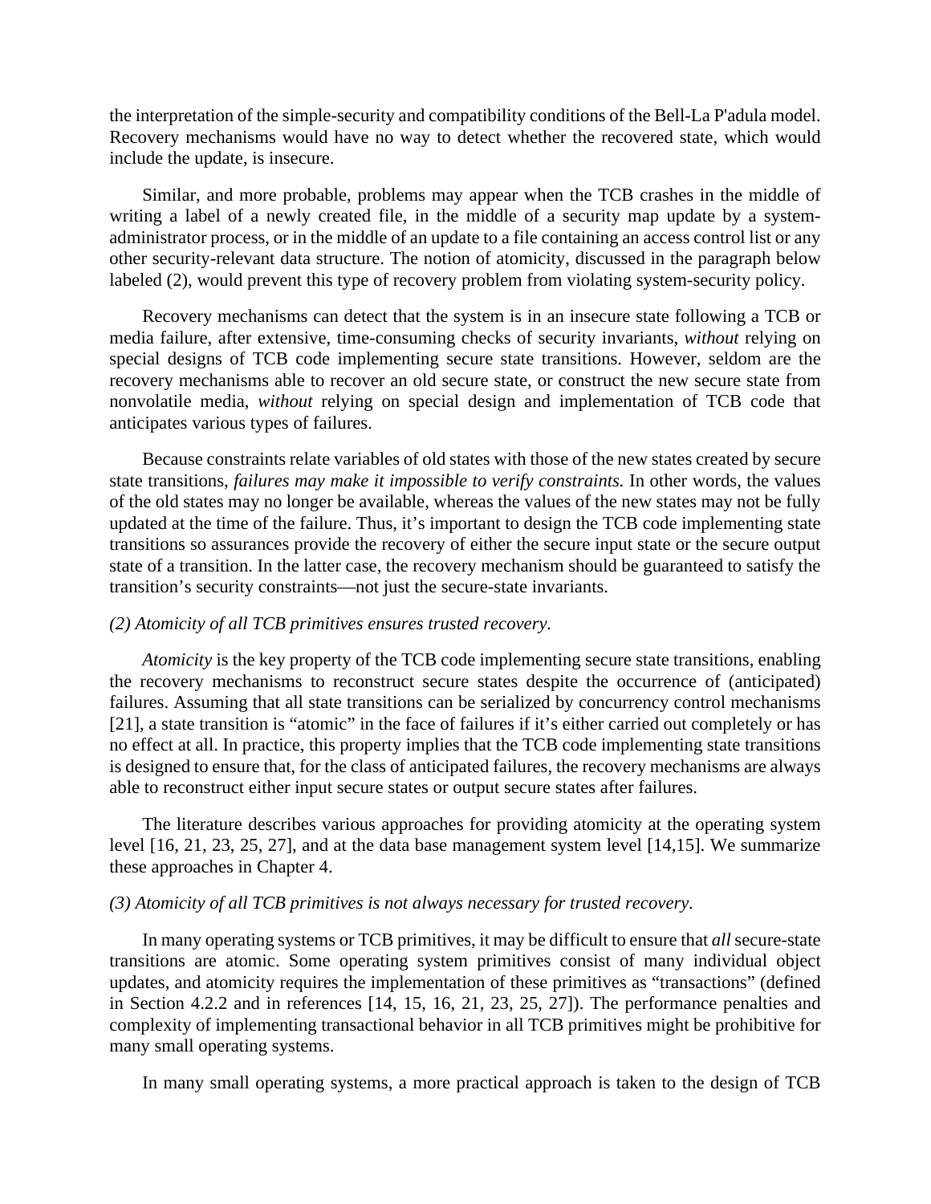the interpretation of the simple-security and compatibility conditions of the Bell-La P'adula model. Recovery mechanisms would have no way to detect whether the recovered state, which would include the update, is insecure.

Similar, and more probable, problems may appear when the TCB crashes in the middle of writing a label of a newly created file, in the middle of a security map update by a system-administrator process, or in the middle of an update to a file containing an access control list or any other security-relevant data structure. The notion of atomicity, discussed in the paragraph below labeled (2), would prevent this type of recovery problem from violating system-security policy.

Recovery mechanisms can detect that the system is in an insecure state following a TCB or media failure, after extensive, time-consuming checks of security invariants, *without* relying on special designs of TCB code implementing secure state transitions. However, seldom are the recovery mechanisms able to recover an old secure state, or construct the new secure state from nonvolatile media, *without* relying on special design and implementation of TCB code that anticipates various types of failures.

Because constraints relate variables of old states with those of the new states created by secure state transitions, *failures may make it impossible to verify constraints.* In other words, the values of the old states may no longer be available, whereas the values of the new states may not be fully updated at the time of the failure. Thus, it's important to design the TCB code implementing state transitions so assurances provide the recovery of either the secure input state or the secure output state of a transition. In the latter case, the recovery mechanism should be guaranteed to satisfy the transition's security constraints—not just the secure-state invariants.

*(2) Atomicity of all TCB primitives ensures trusted recovery.*

*Atomicity* is the key property of the TCB code implementing secure state transitions, enabling the recovery mechanisms to reconstruct secure states despite the occurrence of (anticipated) failures. Assuming that all state transitions can be serialized by concurrency control mechanisms [21], a state transition is "atomic" in the face of failures if it's either carried out completely or has no effect at all. In practice, this property implies that the TCB code implementing state transitions is designed to ensure that, for the class of anticipated failures, the recovery mechanisms are always able to reconstruct either input secure states or output secure states after failures.

The literature describes various approaches for providing atomicity at the operating system level [16, 21, 23, 25, 27], and at the data base management system level [14,15]. We summarize these approaches in Chapter 4.

*(3) Atomicity of all TCB primitives is not always necessary for trusted recovery.*

In many operating systems or TCB primitives, it may be difficult to ensure that *all* secure-state transitions are atomic. Some operating system primitives consist of many individual object updates, and atomicity requires the implementation of these primitives as "transactions" (defined in Section 4.2.2 and in references [14, 15, 16, 21, 23, 25, 27]). The performance penalties and complexity of implementing transactional behavior in all TCB primitives might be prohibitive for many small operating systems.

In many small operating systems, a more practical approach is taken to the design of TCB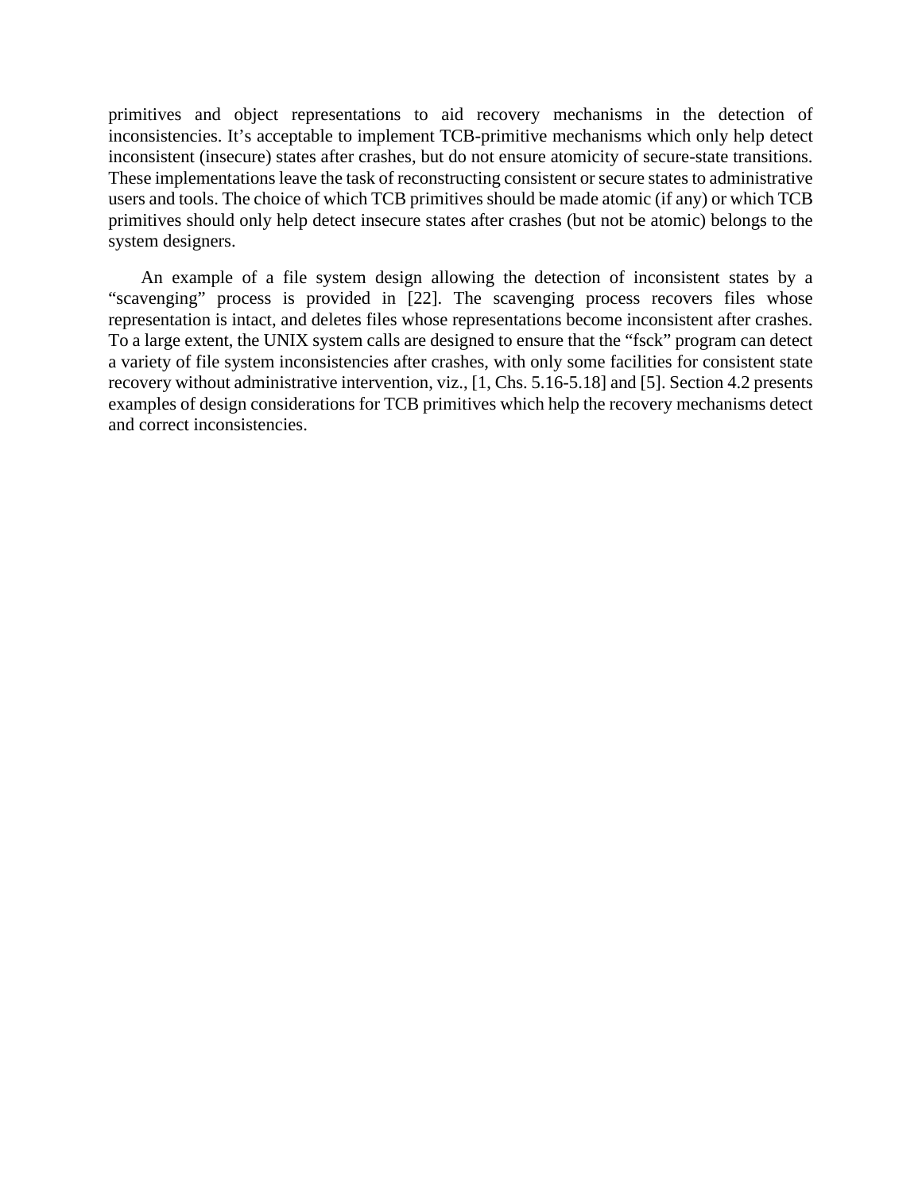primitives and object representations to aid recovery mechanisms in the detection of inconsistencies. It’s acceptable to implement TCB-primitive mechanisms which only help detect inconsistent (insecure) states after crashes, but do not ensure atomicity of secure-state transitions. These implementations leave the task of reconstructing consistent or secure states to administrative users and tools. The choice of which TCB primitives should be made atomic (if any) or which TCB primitives should only help detect insecure states after crashes (but not be atomic) belongs to the system designers.

An example of a file system design allowing the detection of inconsistent states by a “scavenging” process is provided in [22]. The scavenging process recovers files whose representation is intact, and deletes files whose representations become inconsistent after crashes. To a large extent, the UNIX system calls are designed to ensure that the “fsck” program can detect a variety of file system inconsistencies after crashes, with only some facilities for consistent state recovery without administrative intervention, viz., [1, Chs. 5.16-5.18] and [5]. Section 4.2 presents examples of design considerations for TCB primitives which help the recovery mechanisms detect and correct inconsistencies.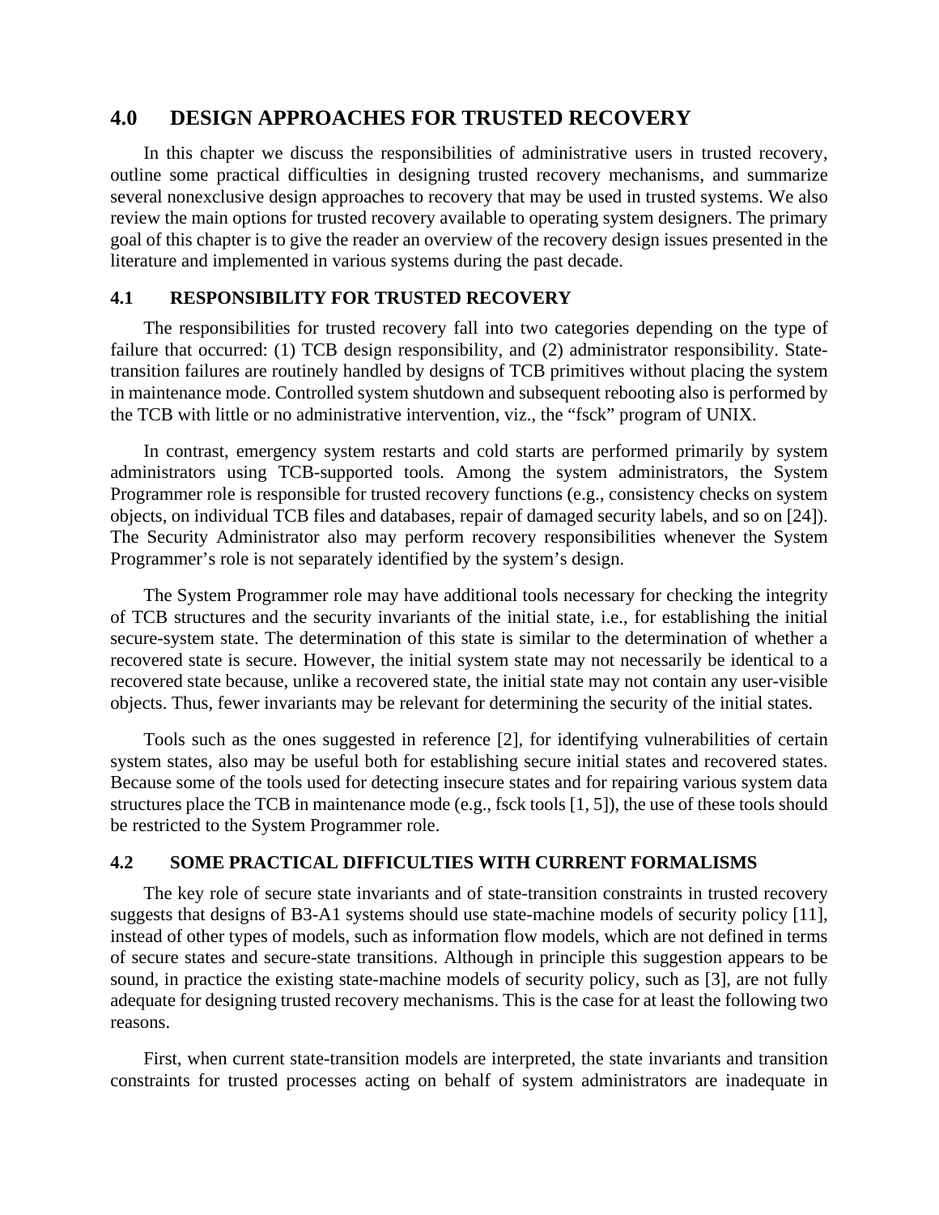## 4.0 DESIGN APPROACHES FOR TRUSTED RECOVERY

In this chapter we discuss the responsibilities of administrative users in trusted recovery, outline some practical difficulties in designing trusted recovery mechanisms, and summarize several nonexclusive design approaches to recovery that may be used in trusted systems. We also review the main options for trusted recovery available to operating system designers. The primary goal of this chapter is to give the reader an overview of the recovery design issues presented in the literature and implemented in various systems during the past decade.

### 4.1 RESPONSIBILITY FOR TRUSTED RECOVERY

The responsibilities for trusted recovery fall into two categories depending on the type of failure that occurred: (1) TCB design responsibility, and (2) administrator responsibility. State-transition failures are routinely handled by designs of TCB primitives without placing the system in maintenance mode. Controlled system shutdown and subsequent rebooting also is performed by the TCB with little or no administrative intervention, viz., the "fsck" program of UNIX.

In contrast, emergency system restarts and cold starts are performed primarily by system administrators using TCB-supported tools. Among the system administrators, the System Programmer role is responsible for trusted recovery functions (e.g., consistency checks on system objects, on individual TCB files and databases, repair of damaged security labels, and so on [24]). The Security Administrator also may perform recovery responsibilities whenever the System Programmer's role is not separately identified by the system's design.

The System Programmer role may have additional tools necessary for checking the integrity of TCB structures and the security invariants of the initial state, i.e., for establishing the initial secure-system state. The determination of this state is similar to the determination of whether a recovered state is secure. However, the initial system state may not necessarily be identical to a recovered state because, unlike a recovered state, the initial state may not contain any user-visible objects. Thus, fewer invariants may be relevant for determining the security of the initial states.

Tools such as the ones suggested in reference [2], for identifying vulnerabilities of certain system states, also may be useful both for establishing secure initial states and recovered states. Because some of the tools used for detecting insecure states and for repairing various system data structures place the TCB in maintenance mode (e.g., fsck tools [1, 5]), the use of these tools should be restricted to the System Programmer role.

### 4.2 SOME PRACTICAL DIFFICULTIES WITH CURRENT FORMALISMS

The key role of secure state invariants and of state-transition constraints in trusted recovery suggests that designs of B3-A1 systems should use state-machine models of security policy [11], instead of other types of models, such as information flow models, which are not defined in terms of secure states and secure-state transitions. Although in principle this suggestion appears to be sound, in practice the existing state-machine models of security policy, such as [3], are not fully adequate for designing trusted recovery mechanisms. This is the case for at least the following two reasons.

First, when current state-transition models are interpreted, the state invariants and transition constraints for trusted processes acting on behalf of system administrators are inadequate in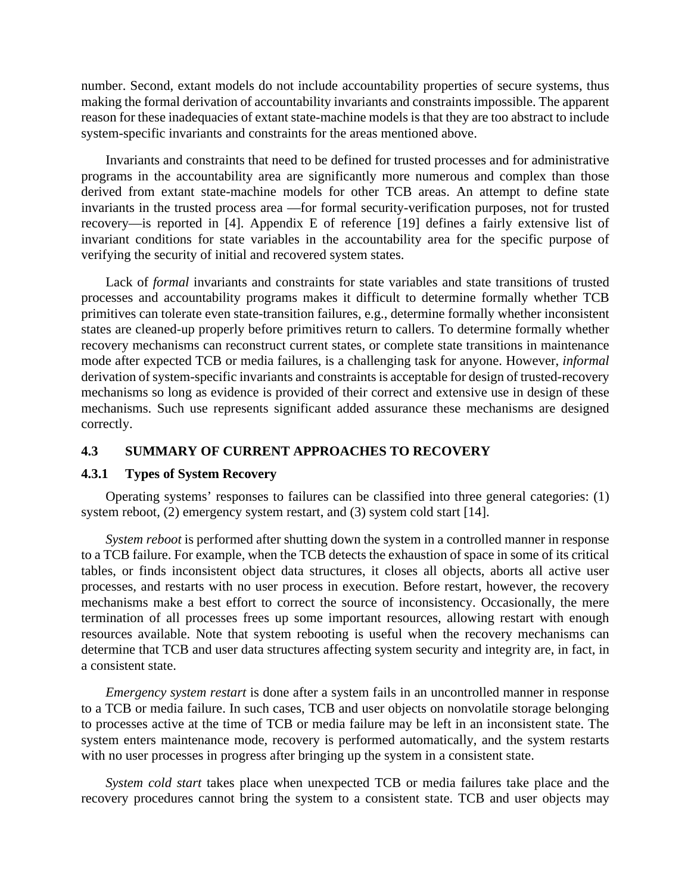number. Second, extant models do not include accountability properties of secure systems, thus making the formal derivation of accountability invariants and constraints impossible. The apparent reason for these inadequacies of extant state-machine models is that they are too abstract to include system-specific invariants and constraints for the areas mentioned above.

Invariants and constraints that need to be defined for trusted processes and for administrative programs in the accountability area are significantly more numerous and complex than those derived from extant state-machine models for other TCB areas. An attempt to define state invariants in the trusted process area —for formal security-verification purposes, not for trusted recovery—is reported in [4]. Appendix E of reference [19] defines a fairly extensive list of invariant conditions for state variables in the accountability area for the specific purpose of verifying the security of initial and recovered system states.

Lack of *formal* invariants and constraints for state variables and state transitions of trusted processes and accountability programs makes it difficult to determine formally whether TCB primitives can tolerate even state-transition failures, e.g., determine formally whether inconsistent states are cleaned-up properly before primitives return to callers. To determine formally whether recovery mechanisms can reconstruct current states, or complete state transitions in maintenance mode after expected TCB or media failures, is a challenging task for anyone. However, *informal* derivation of system-specific invariants and constraints is acceptable for design of trusted-recovery mechanisms so long as evidence is provided of their correct and extensive use in design of these mechanisms. Such use represents significant added assurance these mechanisms are designed correctly.

## 4.3 SUMMARY OF CURRENT APPROACHES TO RECOVERY

### 4.3.1 Types of System Recovery

Operating systems' responses to failures can be classified into three general categories: (1) system reboot, (2) emergency system restart, and (3) system cold start [14].

*System reboot* is performed after shutting down the system in a controlled manner in response to a TCB failure. For example, when the TCB detects the exhaustion of space in some of its critical tables, or finds inconsistent object data structures, it closes all objects, aborts all active user processes, and restarts with no user process in execution. Before restart, however, the recovery mechanisms make a best effort to correct the source of inconsistency. Occasionally, the mere termination of all processes frees up some important resources, allowing restart with enough resources available. Note that system rebooting is useful when the recovery mechanisms can determine that TCB and user data structures affecting system security and integrity are, in fact, in a consistent state.

*Emergency system restart* is done after a system fails in an uncontrolled manner in response to a TCB or media failure. In such cases, TCB and user objects on nonvolatile storage belonging to processes active at the time of TCB or media failure may be left in an inconsistent state. The system enters maintenance mode, recovery is performed automatically, and the system restarts with no user processes in progress after bringing up the system in a consistent state.

*System cold start* takes place when unexpected TCB or media failures take place and the recovery procedures cannot bring the system to a consistent state. TCB and user objects may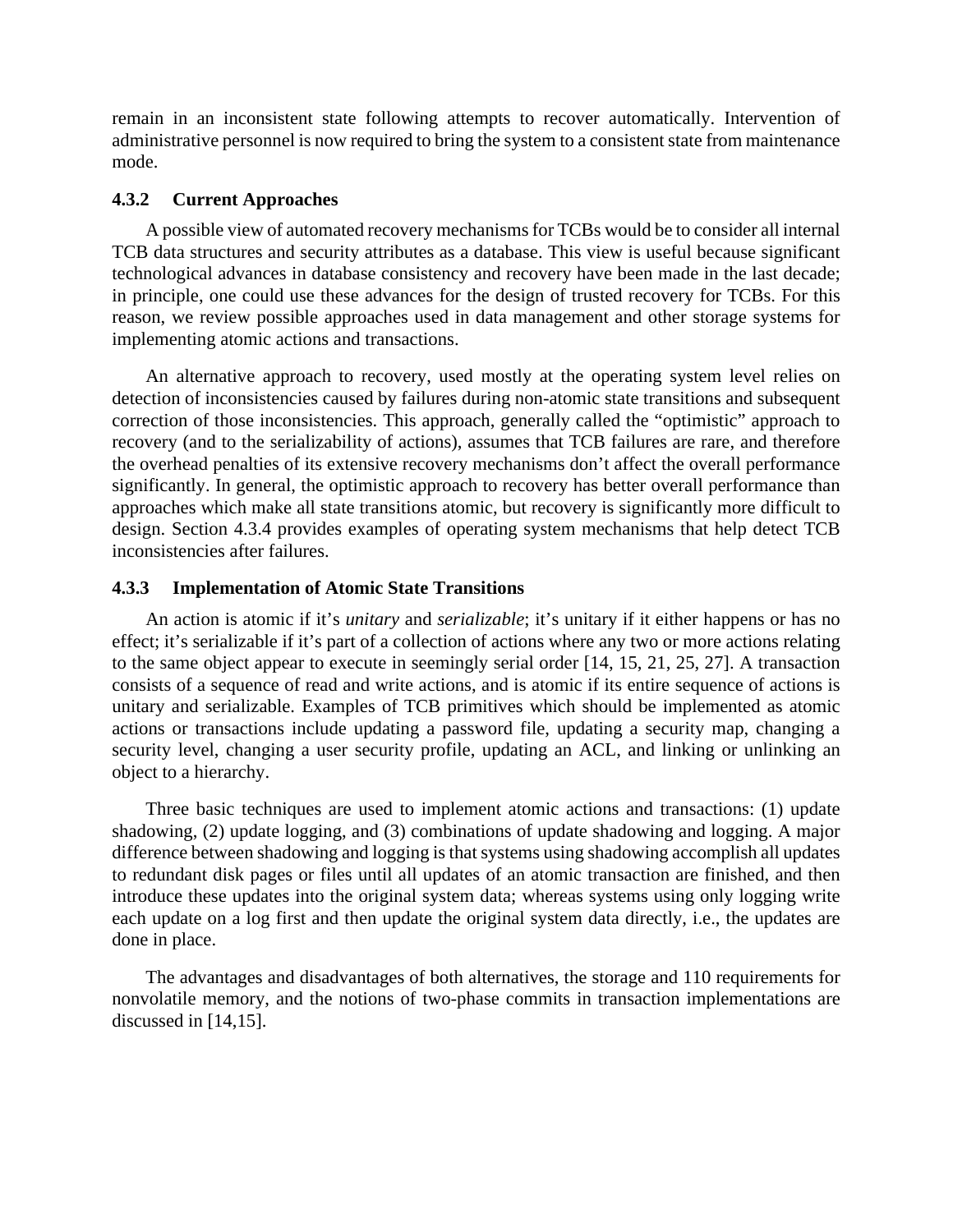remain in an inconsistent state following attempts to recover automatically. Intervention of administrative personnel is now required to bring the system to a consistent state from maintenance mode.

### 4.3.2 Current Approaches

A possible view of automated recovery mechanisms for TCBs would be to consider all internal TCB data structures and security attributes as a database. This view is useful because significant technological advances in database consistency and recovery have been made in the last decade; in principle, one could use these advances for the design of trusted recovery for TCBs. For this reason, we review possible approaches used in data management and other storage systems for implementing atomic actions and transactions.

An alternative approach to recovery, used mostly at the operating system level relies on detection of inconsistencies caused by failures during non-atomic state transitions and subsequent correction of those inconsistencies. This approach, generally called the "optimistic" approach to recovery (and to the serializability of actions), assumes that TCB failures are rare, and therefore the overhead penalties of its extensive recovery mechanisms don't affect the overall performance significantly. In general, the optimistic approach to recovery has better overall performance than approaches which make all state transitions atomic, but recovery is significantly more difficult to design. Section 4.3.4 provides examples of operating system mechanisms that help detect TCB inconsistencies after failures.

### 4.3.3 Implementation of Atomic State Transitions

An action is atomic if it's *unitary* and *serializable*; it's unitary if it either happens or has no effect; it's serializable if it's part of a collection of actions where any two or more actions relating to the same object appear to execute in seemingly serial order [14, 15, 21, 25, 27]. A transaction consists of a sequence of read and write actions, and is atomic if its entire sequence of actions is unitary and serializable. Examples of TCB primitives which should be implemented as atomic actions or transactions include updating a password file, updating a security map, changing a security level, changing a user security profile, updating an ACL, and linking or unlinking an object to a hierarchy.

Three basic techniques are used to implement atomic actions and transactions: (1) update shadowing, (2) update logging, and (3) combinations of update shadowing and logging. A major difference between shadowing and logging is that systems using shadowing accomplish all updates to redundant disk pages or files until all updates of an atomic transaction are finished, and then introduce these updates into the original system data; whereas systems using only logging write each update on a log first and then update the original system data directly, i.e., the updates are done in place.

The advantages and disadvantages of both alternatives, the storage and 110 requirements for nonvolatile memory, and the notions of two-phase commits in transaction implementations are discussed in [14,15].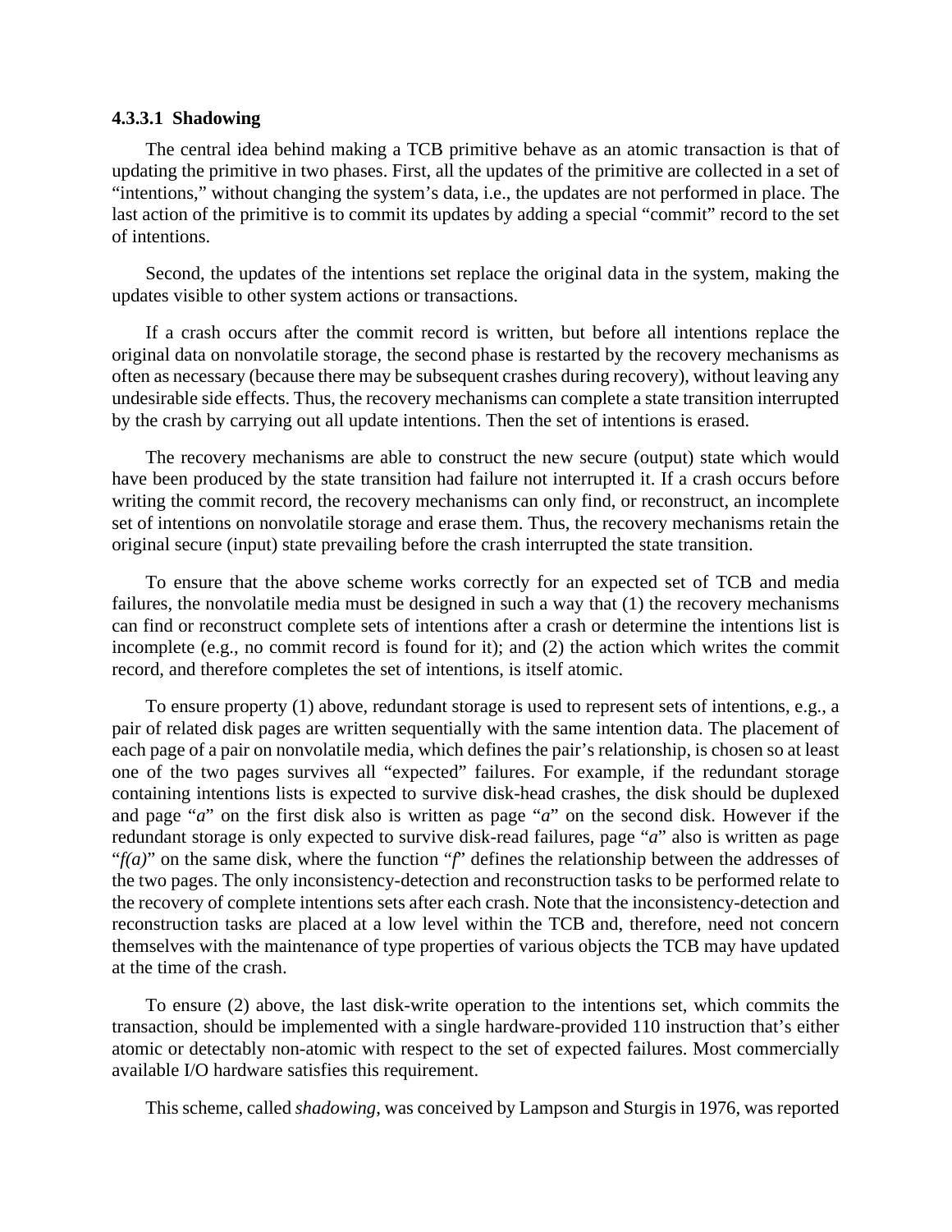#### 4.3.3.1 Shadowing

The central idea behind making a TCB primitive behave as an atomic transaction is that of updating the primitive in two phases. First, all the updates of the primitive are collected in a set of "intentions," without changing the system's data, i.e., the updates are not performed in place. The last action of the primitive is to commit its updates by adding a special "commit" record to the set of intentions.

Second, the updates of the intentions set replace the original data in the system, making the updates visible to other system actions or transactions.

If a crash occurs after the commit record is written, but before all intentions replace the original data on nonvolatile storage, the second phase is restarted by the recovery mechanisms as often as necessary (because there may be subsequent crashes during recovery), without leaving any undesirable side effects. Thus, the recovery mechanisms can complete a state transition interrupted by the crash by carrying out all update intentions. Then the set of intentions is erased.

The recovery mechanisms are able to construct the new secure (output) state which would have been produced by the state transition had failure not interrupted it. If a crash occurs before writing the commit record, the recovery mechanisms can only find, or reconstruct, an incomplete set of intentions on nonvolatile storage and erase them. Thus, the recovery mechanisms retain the original secure (input) state prevailing before the crash interrupted the state transition.

To ensure that the above scheme works correctly for an expected set of TCB and media failures, the nonvolatile media must be designed in such a way that (1) the recovery mechanisms can find or reconstruct complete sets of intentions after a crash or determine the intentions list is incomplete (e.g., no commit record is found for it); and (2) the action which writes the commit record, and therefore completes the set of intentions, is itself atomic.

To ensure property (1) above, redundant storage is used to represent sets of intentions, e.g., a pair of related disk pages are written sequentially with the same intention data. The placement of each page of a pair on nonvolatile media, which defines the pair's relationship, is chosen so at least one of the two pages survives all "expected" failures. For example, if the redundant storage containing intentions lists is expected to survive disk-head crashes, the disk should be duplexed and page "*a*" on the first disk also is written as page "*a*" on the second disk. However if the redundant storage is only expected to survive disk-read failures, page "*a*" also is written as page "*f(a)*" on the same disk, where the function "*f*" defines the relationship between the addresses of the two pages. The only inconsistency-detection and reconstruction tasks to be performed relate to the recovery of complete intentions sets after each crash. Note that the inconsistency-detection and reconstruction tasks are placed at a low level within the TCB and, therefore, need not concern themselves with the maintenance of type properties of various objects the TCB may have updated at the time of the crash.

To ensure (2) above, the last disk-write operation to the intentions set, which commits the transaction, should be implemented with a single hardware-provided 110 instruction that's either atomic or detectably non-atomic with respect to the set of expected failures. Most commercially available I/O hardware satisfies this requirement.

This scheme, called *shadowing*, was conceived by Lampson and Sturgis in 1976, was reported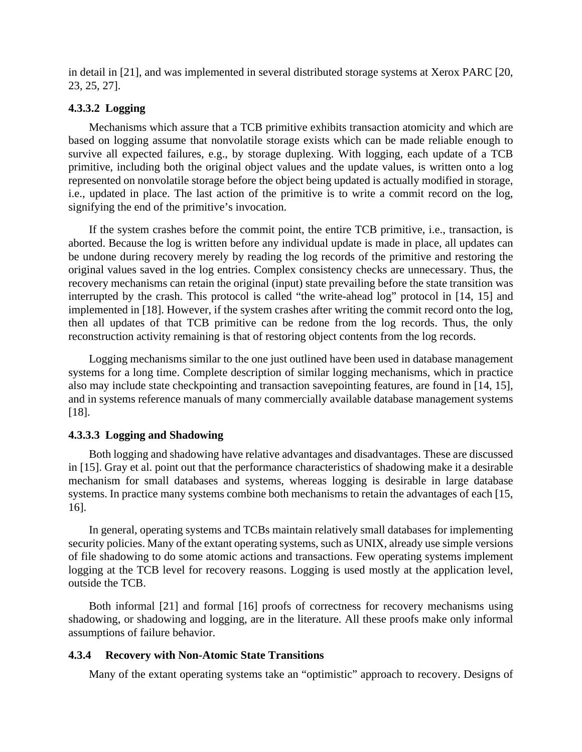in detail in [21], and was implemented in several distributed storage systems at Xerox PARC [20, 23, 25, 27].

#### 4.3.3.2 Logging

Mechanisms which assure that a TCB primitive exhibits transaction atomicity and which are based on logging assume that nonvolatile storage exists which can be made reliable enough to survive all expected failures, e.g., by storage duplexing. With logging, each update of a TCB primitive, including both the original object values and the update values, is written onto a log represented on nonvolatile storage before the object being updated is actually modified in storage, i.e., updated in place. The last action of the primitive is to write a commit record on the log, signifying the end of the primitive's invocation.

If the system crashes before the commit point, the entire TCB primitive, i.e., transaction, is aborted. Because the log is written before any individual update is made in place, all updates can be undone during recovery merely by reading the log records of the primitive and restoring the original values saved in the log entries. Complex consistency checks are unnecessary. Thus, the recovery mechanisms can retain the original (input) state prevailing before the state transition was interrupted by the crash. This protocol is called "the write-ahead log" protocol in [14, 15] and implemented in [18]. However, if the system crashes after writing the commit record onto the log, then all updates of that TCB primitive can be redone from the log records. Thus, the only reconstruction activity remaining is that of restoring object contents from the log records.

Logging mechanisms similar to the one just outlined have been used in database management systems for a long time. Complete description of similar logging mechanisms, which in practice also may include state checkpointing and transaction savepointing features, are found in [14, 15], and in systems reference manuals of many commercially available database management systems [18].

#### 4.3.3.3 Logging and Shadowing

Both logging and shadowing have relative advantages and disadvantages. These are discussed in [15]. Gray et al. point out that the performance characteristics of shadowing make it a desirable mechanism for small databases and systems, whereas logging is desirable in large database systems. In practice many systems combine both mechanisms to retain the advantages of each [15, 16].

In general, operating systems and TCBs maintain relatively small databases for implementing security policies. Many of the extant operating systems, such as UNIX, already use simple versions of file shadowing to do some atomic actions and transactions. Few operating systems implement logging at the TCB level for recovery reasons. Logging is used mostly at the application level, outside the TCB.

Both informal [21] and formal [16] proofs of correctness for recovery mechanisms using shadowing, or shadowing and logging, are in the literature. All these proofs make only informal assumptions of failure behavior.

### 4.3.4 Recovery with Non-Atomic State Transitions

Many of the extant operating systems take an "optimistic" approach to recovery. Designs of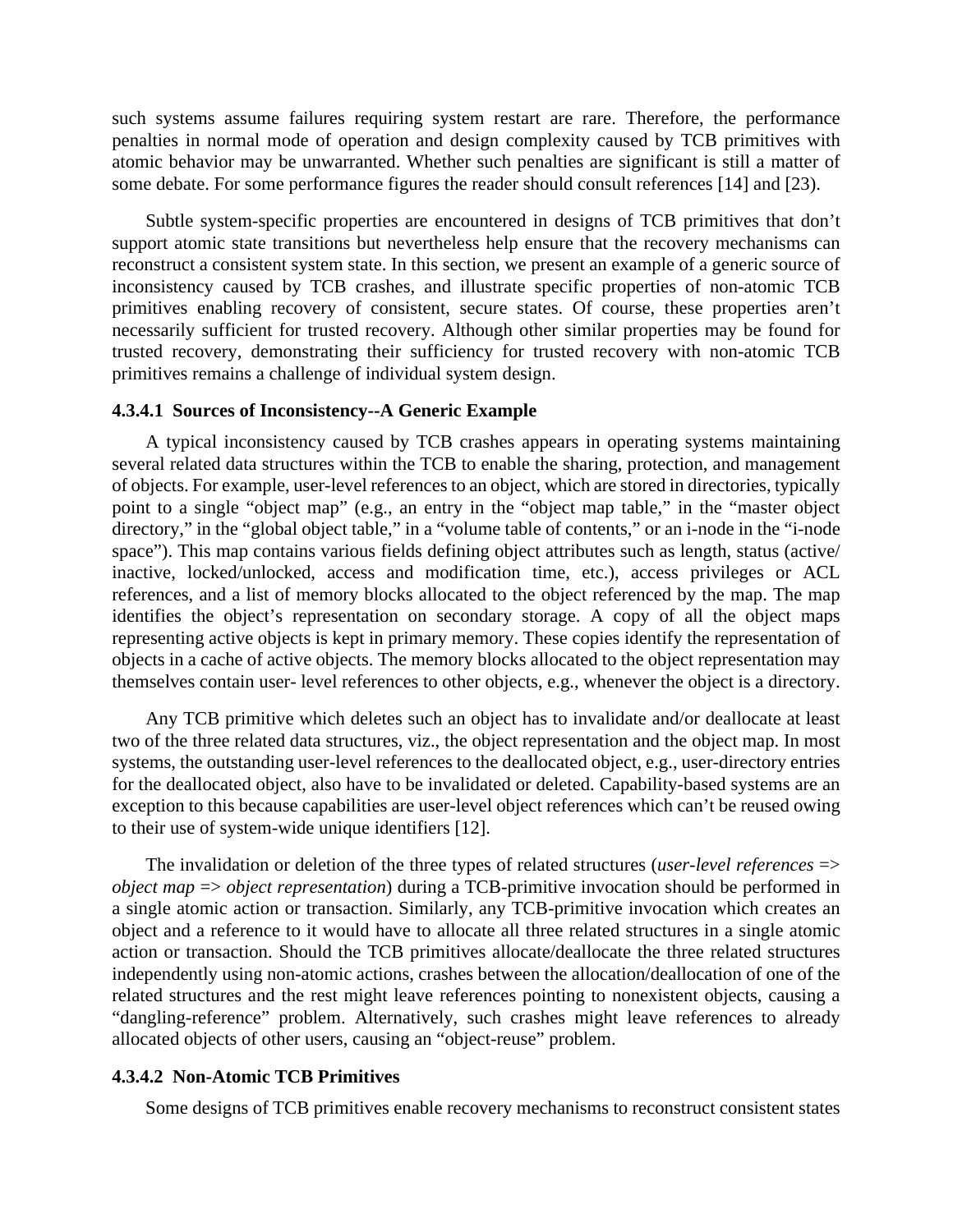such systems assume failures requiring system restart are rare. Therefore, the performance penalties in normal mode of operation and design complexity caused by TCB primitives with atomic behavior may be unwarranted. Whether such penalties are significant is still a matter of some debate. For some performance figures the reader should consult references [14] and [23).

Subtle system-specific properties are encountered in designs of TCB primitives that don't support atomic state transitions but nevertheless help ensure that the recovery mechanisms can reconstruct a consistent system state. In this section, we present an example of a generic source of inconsistency caused by TCB crashes, and illustrate specific properties of non-atomic TCB primitives enabling recovery of consistent, secure states. Of course, these properties aren't necessarily sufficient for trusted recovery. Although other similar properties may be found for trusted recovery, demonstrating their sufficiency for trusted recovery with non-atomic TCB primitives remains a challenge of individual system design.

#### 4.3.4.1 Sources of Inconsistency--A Generic Example

A typical inconsistency caused by TCB crashes appears in operating systems maintaining several related data structures within the TCB to enable the sharing, protection, and management of objects. For example, user-level references to an object, which are stored in directories, typically point to a single "object map" (e.g., an entry in the "object map table," in the "master object directory," in the "global object table," in a "volume table of contents," or an i-node in the "i-node space"). This map contains various fields defining object attributes such as length, status (active/ inactive, locked/unlocked, access and modification time, etc.), access privileges or ACL references, and a list of memory blocks allocated to the object referenced by the map. The map identifies the object's representation on secondary storage. A copy of all the object maps representing active objects is kept in primary memory. These copies identify the representation of objects in a cache of active objects. The memory blocks allocated to the object representation may themselves contain user- level references to other objects, e.g., whenever the object is a directory.

Any TCB primitive which deletes such an object has to invalidate and/or deallocate at least two of the three related data structures, viz., the object representation and the object map. In most systems, the outstanding user-level references to the deallocated object, e.g., user-directory entries for the deallocated object, also have to be invalidated or deleted. Capability-based systems are an exception to this because capabilities are user-level object references which can't be reused owing to their use of system-wide unique identifiers [12].

The invalidation or deletion of the three types of related structures (*user-level references* => *object map* => *object representation*) during a TCB-primitive invocation should be performed in a single atomic action or transaction. Similarly, any TCB-primitive invocation which creates an object and a reference to it would have to allocate all three related structures in a single atomic action or transaction. Should the TCB primitives allocate/deallocate the three related structures independently using non-atomic actions, crashes between the allocation/deallocation of one of the related structures and the rest might leave references pointing to nonexistent objects, causing a "dangling-reference" problem. Alternatively, such crashes might leave references to already allocated objects of other users, causing an "object-reuse" problem.

#### 4.3.4.2 Non-Atomic TCB Primitives

Some designs of TCB primitives enable recovery mechanisms to reconstruct consistent states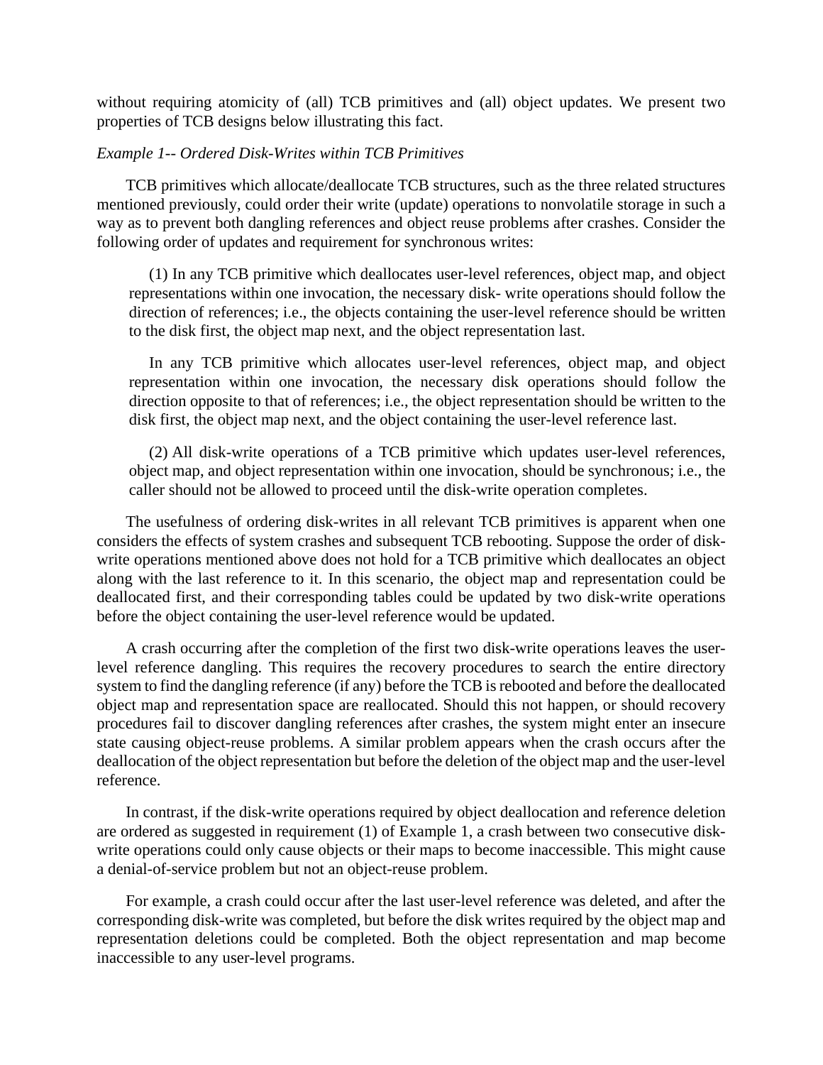without requiring atomicity of (all) TCB primitives and (all) object updates. We present two properties of TCB designs below illustrating this fact.

*Example 1-- Ordered Disk-Writes within TCB Primitives*

TCB primitives which allocate/deallocate TCB structures, such as the three related structures mentioned previously, could order their write (update) operations to nonvolatile storage in such a way as to prevent both dangling references and object reuse problems after crashes. Consider the following order of updates and requirement for synchronous writes:

> (1) In any TCB primitive which deallocates user-level references, object map, and object representations within one invocation, the necessary disk- write operations should follow the direction of references; i.e., the objects containing the user-level reference should be written to the disk first, the object map next, and the object representation last.
>
> In any TCB primitive which allocates user-level references, object map, and object representation within one invocation, the necessary disk operations should follow the direction opposite to that of references; i.e., the object representation should be written to the disk first, the object map next, and the object containing the user-level reference last.
>
> (2) All disk-write operations of a TCB primitive which updates user-level references, object map, and object representation within one invocation, should be synchronous; i.e., the caller should not be allowed to proceed until the disk-write operation completes.

The usefulness of ordering disk-writes in all relevant TCB primitives is apparent when one considers the effects of system crashes and subsequent TCB rebooting. Suppose the order of disk-write operations mentioned above does not hold for a TCB primitive which deallocates an object along with the last reference to it. In this scenario, the object map and representation could be deallocated first, and their corresponding tables could be updated by two disk-write operations before the object containing the user-level reference would be updated.

A crash occurring after the completion of the first two disk-write operations leaves the user-level reference dangling. This requires the recovery procedures to search the entire directory system to find the dangling reference (if any) before the TCB is rebooted and before the deallocated object map and representation space are reallocated. Should this not happen, or should recovery procedures fail to discover dangling references after crashes, the system might enter an insecure state causing object-reuse problems. A similar problem appears when the crash occurs after the deallocation of the object representation but before the deletion of the object map and the user-level reference.

In contrast, if the disk-write operations required by object deallocation and reference deletion are ordered as suggested in requirement (1) of Example 1, a crash between two consecutive disk-write operations could only cause objects or their maps to become inaccessible. This might cause a denial-of-service problem but not an object-reuse problem.

For example, a crash could occur after the last user-level reference was deleted, and after the corresponding disk-write was completed, but before the disk writes required by the object map and representation deletions could be completed. Both the object representation and map become inaccessible to any user-level programs.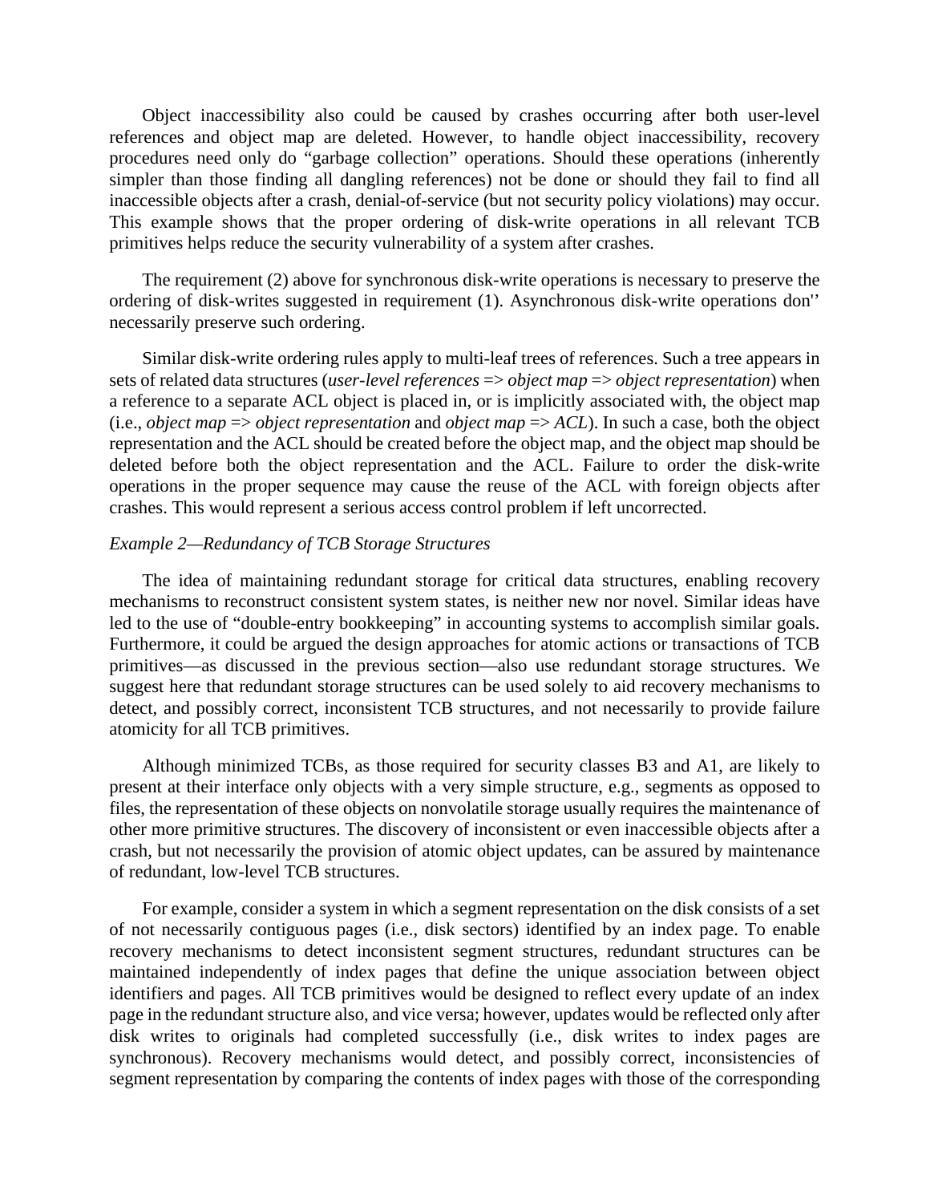Object inaccessibility also could be caused by crashes occurring after both user-level references and object map are deleted. However, to handle object inaccessibility, recovery procedures need only do “garbage collection” operations. Should these operations (inherently simpler than those finding all dangling references) not be done or should they fail to find all inaccessible objects after a crash, denial-of-service (but not security policy violations) may occur. This example shows that the proper ordering of disk-write operations in all relevant TCB primitives helps reduce the security vulnerability of a system after crashes.

The requirement (2) above for synchronous disk-write operations is necessary to preserve the ordering of disk-writes suggested in requirement (1). Asynchronous disk-write operations don'’ necessarily preserve such ordering.

Similar disk-write ordering rules apply to multi-leaf trees of references. Such a tree appears in sets of related data structures (*user-level references* => *object map* => *object representation*) when a reference to a separate ACL object is placed in, or is implicitly associated with, the object map (i.e., *object map* => *object representation* and *object map* => *ACL*). In such a case, both the object representation and the ACL should be created before the object map, and the object map should be deleted before both the object representation and the ACL. Failure to order the disk-write operations in the proper sequence may cause the reuse of the ACL with foreign objects after crashes. This would represent a serious access control problem if left uncorrected.

*Example 2—Redundancy of TCB Storage Structures*

The idea of maintaining redundant storage for critical data structures, enabling recovery mechanisms to reconstruct consistent system states, is neither new nor novel. Similar ideas have led to the use of “double-entry bookkeeping” in accounting systems to accomplish similar goals. Furthermore, it could be argued the design approaches for atomic actions or transactions of TCB primitives—as discussed in the previous section—also use redundant storage structures. We suggest here that redundant storage structures can be used solely to aid recovery mechanisms to detect, and possibly correct, inconsistent TCB structures, and not necessarily to provide failure atomicity for all TCB primitives.

Although minimized TCBs, as those required for security classes B3 and A1, are likely to present at their interface only objects with a very simple structure, e.g., segments as opposed to files, the representation of these objects on nonvolatile storage usually requires the maintenance of other more primitive structures. The discovery of inconsistent or even inaccessible objects after a crash, but not necessarily the provision of atomic object updates, can be assured by maintenance of redundant, low-level TCB structures.

For example, consider a system in which a segment representation on the disk consists of a set of not necessarily contiguous pages (i.e., disk sectors) identified by an index page. To enable recovery mechanisms to detect inconsistent segment structures, redundant structures can be maintained independently of index pages that define the unique association between object identifiers and pages. All TCB primitives would be designed to reflect every update of an index page in the redundant structure also, and vice versa; however, updates would be reflected only after disk writes to originals had completed successfully (i.e., disk writes to index pages are synchronous). Recovery mechanisms would detect, and possibly correct, inconsistencies of segment representation by comparing the contents of index pages with those of the corresponding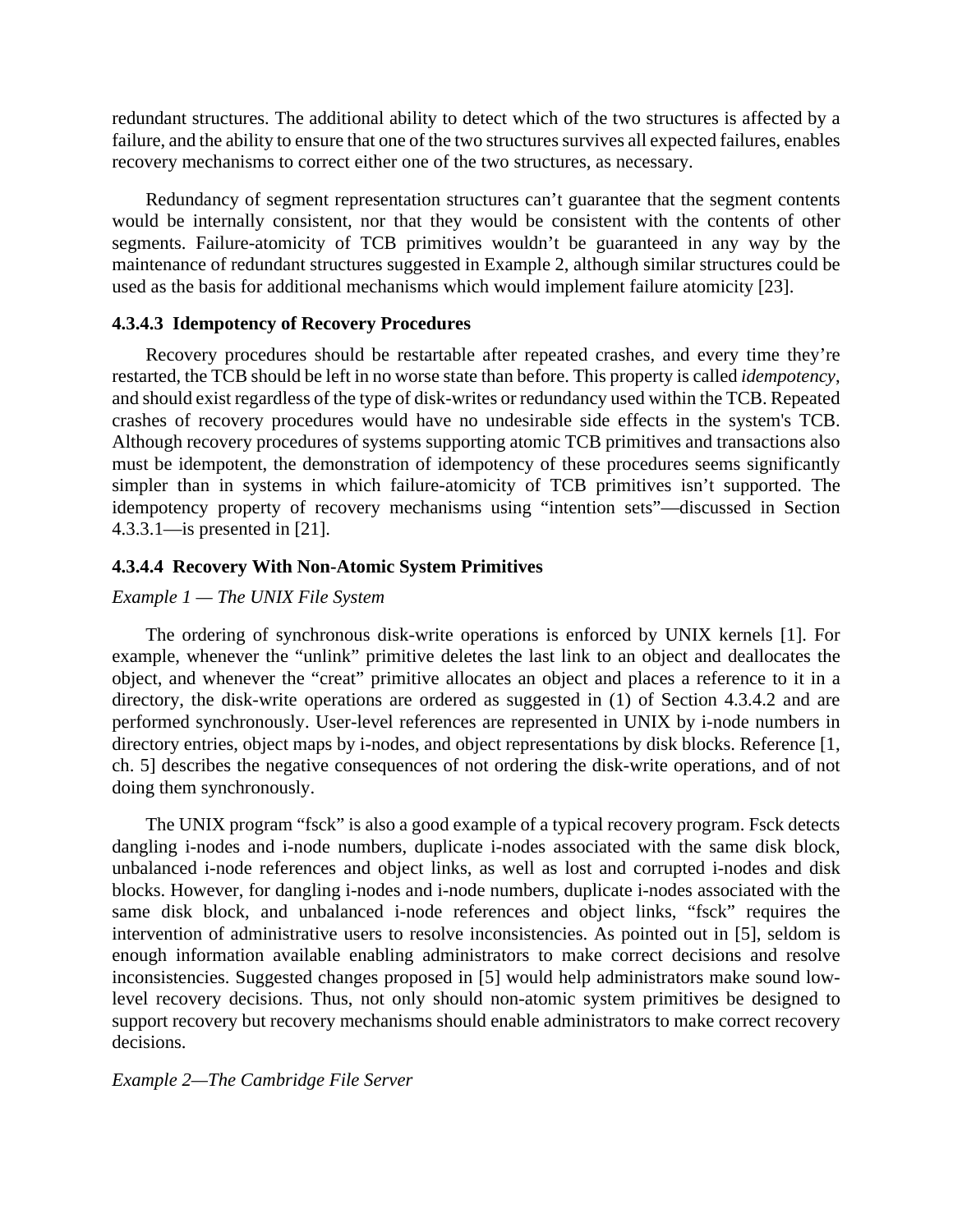redundant structures. The additional ability to detect which of the two structures is affected by a failure, and the ability to ensure that one of the two structures survives all expected failures, enables recovery mechanisms to correct either one of the two structures, as necessary.

Redundancy of segment representation structures can't guarantee that the segment contents would be internally consistent, nor that they would be consistent with the contents of other segments. Failure-atomicity of TCB primitives wouldn't be guaranteed in any way by the maintenance of redundant structures suggested in Example 2, although similar structures could be used as the basis for additional mechanisms which would implement failure atomicity [23].

#### 4.3.4.3 Idempotency of Recovery Procedures

Recovery procedures should be restartable after repeated crashes, and every time they're restarted, the TCB should be left in no worse state than before. This property is called *idempotency*, and should exist regardless of the type of disk-writes or redundancy used within the TCB. Repeated crashes of recovery procedures would have no undesirable side effects in the system's TCB. Although recovery procedures of systems supporting atomic TCB primitives and transactions also must be idempotent, the demonstration of idempotency of these procedures seems significantly simpler than in systems in which failure-atomicity of TCB primitives isn't supported. The idempotency property of recovery mechanisms using "intention sets"—discussed in Section 4.3.3.1—is presented in [21].

#### 4.3.4.4 Recovery With Non-Atomic System Primitives

*Example 1 — The UNIX File System*

The ordering of synchronous disk-write operations is enforced by UNIX kernels [1]. For example, whenever the "unlink" primitive deletes the last link to an object and deallocates the object, and whenever the "creat" primitive allocates an object and places a reference to it in a directory, the disk-write operations are ordered as suggested in (1) of Section 4.3.4.2 and are performed synchronously. User-level references are represented in UNIX by i-node numbers in directory entries, object maps by i-nodes, and object representations by disk blocks. Reference [1, ch. 5] describes the negative consequences of not ordering the disk-write operations, and of not doing them synchronously.

The UNIX program "fsck" is also a good example of a typical recovery program. Fsck detects dangling i-nodes and i-node numbers, duplicate i-nodes associated with the same disk block, unbalanced i-node references and object links, as well as lost and corrupted i-nodes and disk blocks. However, for dangling i-nodes and i-node numbers, duplicate i-nodes associated with the same disk block, and unbalanced i-node references and object links, "fsck" requires the intervention of administrative users to resolve inconsistencies. As pointed out in [5], seldom is enough information available enabling administrators to make correct decisions and resolve inconsistencies. Suggested changes proposed in [5] would help administrators make sound low-level recovery decisions. Thus, not only should non-atomic system primitives be designed to support recovery but recovery mechanisms should enable administrators to make correct recovery decisions.

*Example 2—The Cambridge File Server*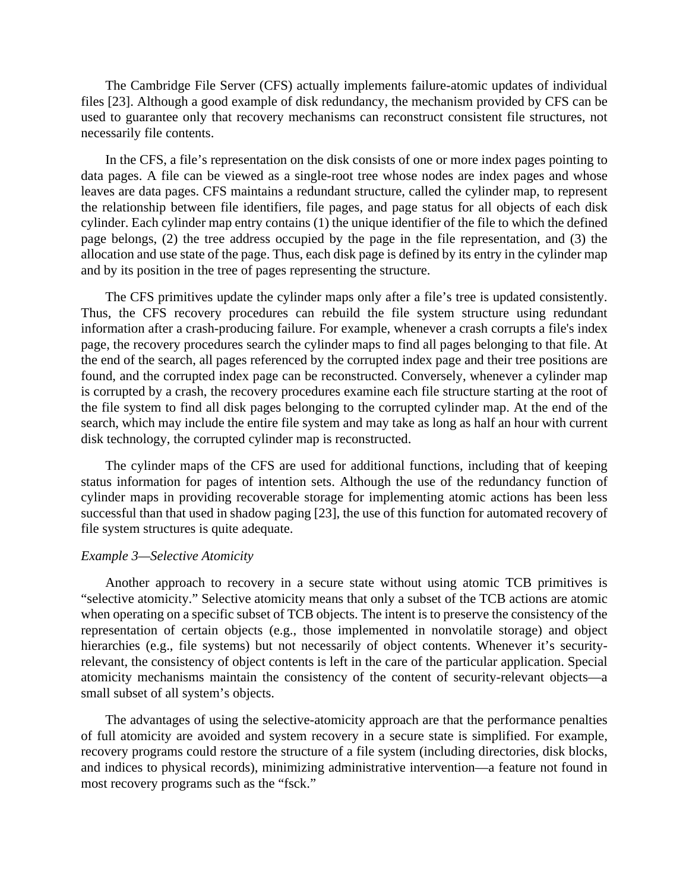The Cambridge File Server (CFS) actually implements failure-atomic updates of individual files [23]. Although a good example of disk redundancy, the mechanism provided by CFS can be used to guarantee only that recovery mechanisms can reconstruct consistent file structures, not necessarily file contents.

In the CFS, a file's representation on the disk consists of one or more index pages pointing to data pages. A file can be viewed as a single-root tree whose nodes are index pages and whose leaves are data pages. CFS maintains a redundant structure, called the cylinder map, to represent the relationship between file identifiers, file pages, and page status for all objects of each disk cylinder. Each cylinder map entry contains (1) the unique identifier of the file to which the defined page belongs, (2) the tree address occupied by the page in the file representation, and (3) the allocation and use state of the page. Thus, each disk page is defined by its entry in the cylinder map and by its position in the tree of pages representing the structure.

The CFS primitives update the cylinder maps only after a file's tree is updated consistently. Thus, the CFS recovery procedures can rebuild the file system structure using redundant information after a crash-producing failure. For example, whenever a crash corrupts a file's index page, the recovery procedures search the cylinder maps to find all pages belonging to that file. At the end of the search, all pages referenced by the corrupted index page and their tree positions are found, and the corrupted index page can be reconstructed. Conversely, whenever a cylinder map is corrupted by a crash, the recovery procedures examine each file structure starting at the root of the file system to find all disk pages belonging to the corrupted cylinder map. At the end of the search, which may include the entire file system and may take as long as half an hour with current disk technology, the corrupted cylinder map is reconstructed.

The cylinder maps of the CFS are used for additional functions, including that of keeping status information for pages of intention sets. Although the use of the redundancy function of cylinder maps in providing recoverable storage for implementing atomic actions has been less successful than that used in shadow paging [23], the use of this function for automated recovery of file system structures is quite adequate.

*Example 3—Selective Atomicity*

Another approach to recovery in a secure state without using atomic TCB primitives is "selective atomicity." Selective atomicity means that only a subset of the TCB actions are atomic when operating on a specific subset of TCB objects. The intent is to preserve the consistency of the representation of certain objects (e.g., those implemented in nonvolatile storage) and object hierarchies (e.g., file systems) but not necessarily of object contents. Whenever it's security-relevant, the consistency of object contents is left in the care of the particular application. Special atomicity mechanisms maintain the consistency of the content of security-relevant objects—a small subset of all system's objects.

The advantages of using the selective-atomicity approach are that the performance penalties of full atomicity are avoided and system recovery in a secure state is simplified. For example, recovery programs could restore the structure of a file system (including directories, disk blocks, and indices to physical records), minimizing administrative intervention—a feature not found in most recovery programs such as the "fsck."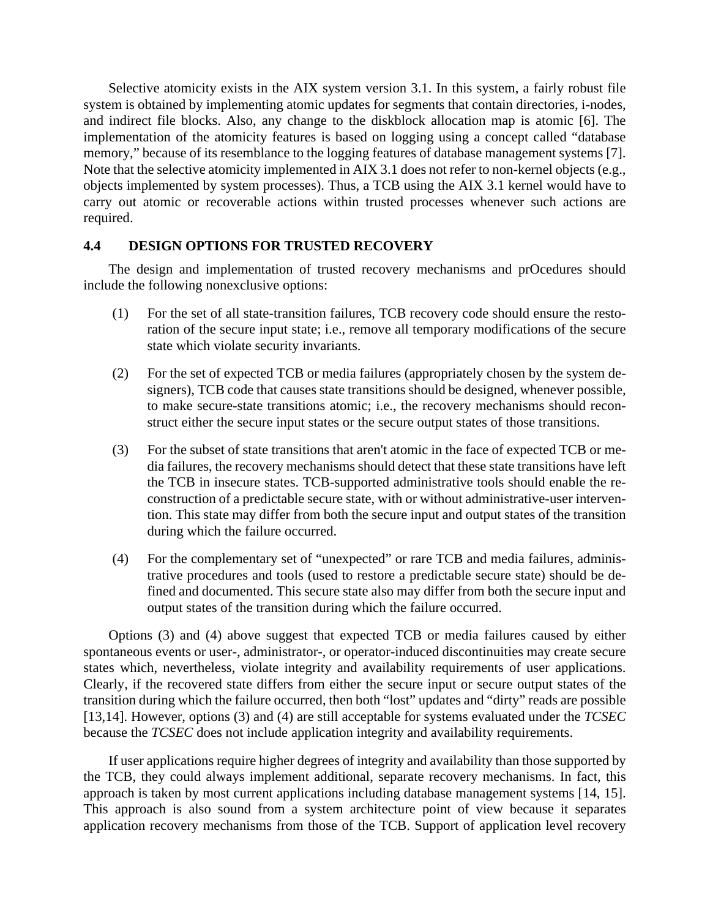Selective atomicity exists in the AIX system version 3.1. In this system, a fairly robust file system is obtained by implementing atomic updates for segments that contain directories, i-nodes, and indirect file blocks. Also, any change to the diskblock allocation map is atomic [6]. The implementation of the atomicity features is based on logging using a concept called "database memory," because of its resemblance to the logging features of database management systems [7]. Note that the selective atomicity implemented in AIX 3.1 does not refer to non-kernel objects (e.g., objects implemented by system processes). Thus, a TCB using the AIX 3.1 kernel would have to carry out atomic or recoverable actions within trusted processes whenever such actions are required.

## 4.4 DESIGN OPTIONS FOR TRUSTED RECOVERY

The design and implementation of trusted recovery mechanisms and prOcedures should include the following nonexclusive options:

(1) For the set of all state-transition failures, TCB recovery code should ensure the restoration of the secure input state; i.e., remove all temporary modifications of the secure state which violate security invariants.

(2) For the set of expected TCB or media failures (appropriately chosen by the system designers), TCB code that causes state transitions should be designed, whenever possible, to make secure-state transitions atomic; i.e., the recovery mechanisms should reconstruct either the secure input states or the secure output states of those transitions.

(3) For the subset of state transitions that aren't atomic in the face of expected TCB or media failures, the recovery mechanisms should detect that these state transitions have left the TCB in insecure states. TCB-supported administrative tools should enable the reconstruction of a predictable secure state, with or without administrative-user intervention. This state may differ from both the secure input and output states of the transition during which the failure occurred.

(4) For the complementary set of "unexpected" or rare TCB and media failures, administrative procedures and tools (used to restore a predictable secure state) should be defined and documented. This secure state also may differ from both the secure input and output states of the transition during which the failure occurred.

Options (3) and (4) above suggest that expected TCB or media failures caused by either spontaneous events or user-, administrator-, or operator-induced discontinuities may create secure states which, nevertheless, violate integrity and availability requirements of user applications. Clearly, if the recovered state differs from either the secure input or secure output states of the transition during which the failure occurred, then both "lost" updates and "dirty" reads are possible [13,14]. However, options (3) and (4) are still acceptable for systems evaluated under the *TCSEC* because the *TCSEC* does not include application integrity and availability requirements.

If user applications require higher degrees of integrity and availability than those supported by the TCB, they could always implement additional, separate recovery mechanisms. In fact, this approach is taken by most current applications including database management systems [14, 15]. This approach is also sound from a system architecture point of view because it separates application recovery mechanisms from those of the TCB. Support of application level recovery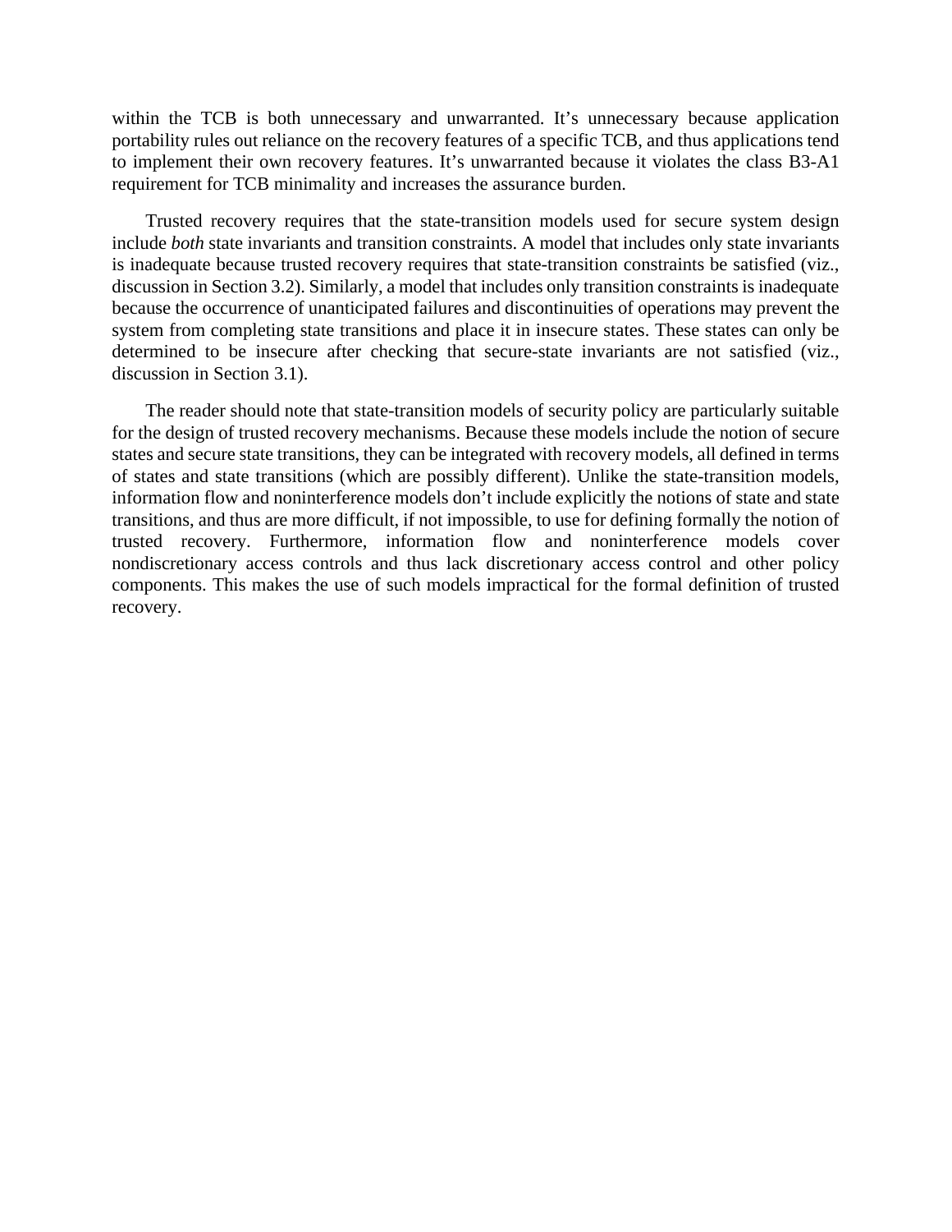within the TCB is both unnecessary and unwarranted. It's unnecessary because application portability rules out reliance on the recovery features of a specific TCB, and thus applications tend to implement their own recovery features. It's unwarranted because it violates the class B3-A1 requirement for TCB minimality and increases the assurance burden.

Trusted recovery requires that the state-transition models used for secure system design include *both* state invariants and transition constraints. A model that includes only state invariants is inadequate because trusted recovery requires that state-transition constraints be satisfied (viz., discussion in Section 3.2). Similarly, a model that includes only transition constraints is inadequate because the occurrence of unanticipated failures and discontinuities of operations may prevent the system from completing state transitions and place it in insecure states. These states can only be determined to be insecure after checking that secure-state invariants are not satisfied (viz., discussion in Section 3.1).

The reader should note that state-transition models of security policy are particularly suitable for the design of trusted recovery mechanisms. Because these models include the notion of secure states and secure state transitions, they can be integrated with recovery models, all defined in terms of states and state transitions (which are possibly different). Unlike the state-transition models, information flow and noninterference models don't include explicitly the notions of state and state transitions, and thus are more difficult, if not impossible, to use for defining formally the notion of trusted recovery. Furthermore, information flow and noninterference models cover nondiscretionary access controls and thus lack discretionary access control and other policy components. This makes the use of such models impractical for the formal definition of trusted recovery.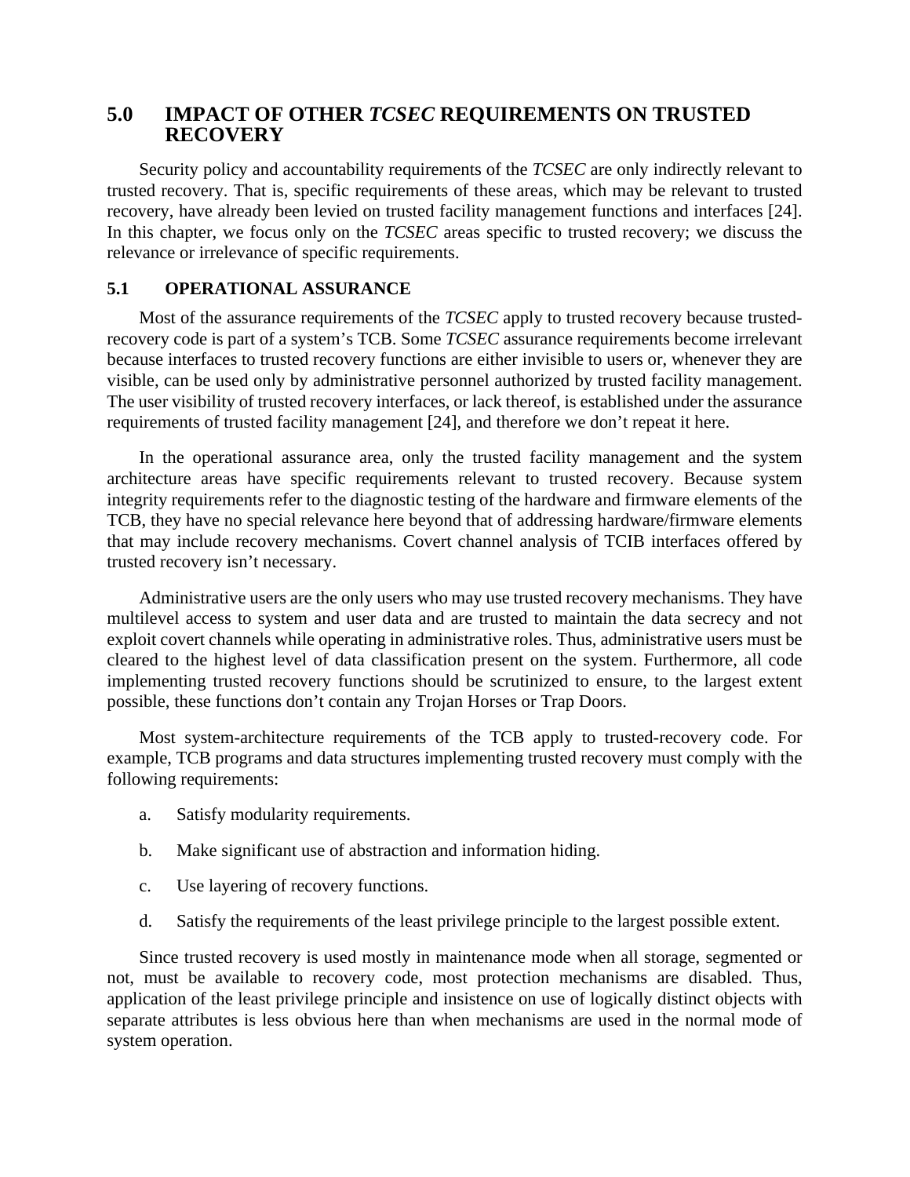# 5.0 IMPACT OF OTHER *TCSEC* REQUIREMENTS ON TRUSTED RECOVERY

Security policy and accountability requirements of the *TCSEC* are only indirectly relevant to trusted recovery. That is, specific requirements of these areas, which may be relevant to trusted recovery, have already been levied on trusted facility management functions and interfaces [24]. In this chapter, we focus only on the *TCSEC* areas specific to trusted recovery; we discuss the relevance or irrelevance of specific requirements.

## 5.1 OPERATIONAL ASSURANCE

Most of the assurance requirements of the *TCSEC* apply to trusted recovery because trusted-recovery code is part of a system's TCB. Some *TCSEC* assurance requirements become irrelevant because interfaces to trusted recovery functions are either invisible to users or, whenever they are visible, can be used only by administrative personnel authorized by trusted facility management. The user visibility of trusted recovery interfaces, or lack thereof, is established under the assurance requirements of trusted facility management [24], and therefore we don't repeat it here.

In the operational assurance area, only the trusted facility management and the system architecture areas have specific requirements relevant to trusted recovery. Because system integrity requirements refer to the diagnostic testing of the hardware and firmware elements of the TCB, they have no special relevance here beyond that of addressing hardware/firmware elements that may include recovery mechanisms. Covert channel analysis of TCIB interfaces offered by trusted recovery isn't necessary.

Administrative users are the only users who may use trusted recovery mechanisms. They have multilevel access to system and user data and are trusted to maintain the data secrecy and not exploit covert channels while operating in administrative roles. Thus, administrative users must be cleared to the highest level of data classification present on the system. Furthermore, all code implementing trusted recovery functions should be scrutinized to ensure, to the largest extent possible, these functions don't contain any Trojan Horses or Trap Doors.

Most system-architecture requirements of the TCB apply to trusted-recovery code. For example, TCB programs and data structures implementing trusted recovery must comply with the following requirements:

a. Satisfy modularity requirements.

b. Make significant use of abstraction and information hiding.

c. Use layering of recovery functions.

d. Satisfy the requirements of the least privilege principle to the largest possible extent.

Since trusted recovery is used mostly in maintenance mode when all storage, segmented or not, must be available to recovery code, most protection mechanisms are disabled. Thus, application of the least privilege principle and insistence on use of logically distinct objects with separate attributes is less obvious here than when mechanisms are used in the normal mode of system operation.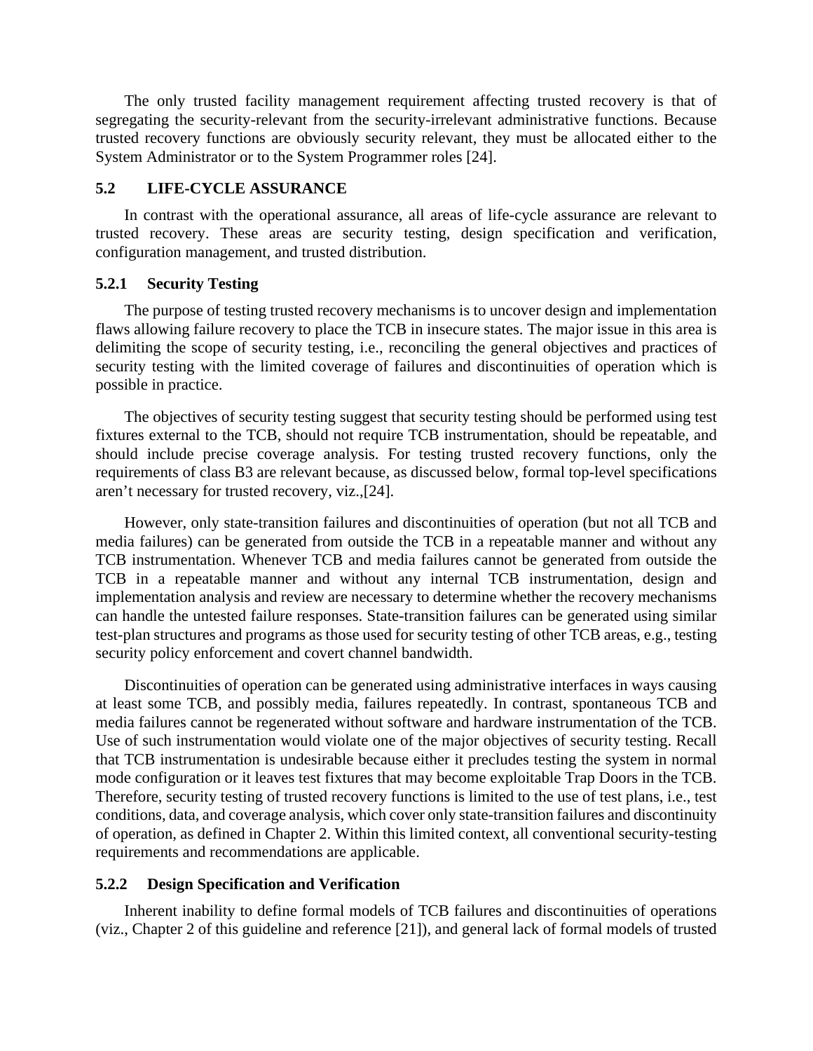The only trusted facility management requirement affecting trusted recovery is that of segregating the security-relevant from the security-irrelevant administrative functions. Because trusted recovery functions are obviously security relevant, they must be allocated either to the System Administrator or to the System Programmer roles [24].

## 5.2 LIFE-CYCLE ASSURANCE

In contrast with the operational assurance, all areas of life-cycle assurance are relevant to trusted recovery. These areas are security testing, design specification and verification, configuration management, and trusted distribution.

### 5.2.1 Security Testing

The purpose of testing trusted recovery mechanisms is to uncover design and implementation flaws allowing failure recovery to place the TCB in insecure states. The major issue in this area is delimiting the scope of security testing, i.e., reconciling the general objectives and practices of security testing with the limited coverage of failures and discontinuities of operation which is possible in practice.

The objectives of security testing suggest that security testing should be performed using test fixtures external to the TCB, should not require TCB instrumentation, should be repeatable, and should include precise coverage analysis. For testing trusted recovery functions, only the requirements of class B3 are relevant because, as discussed below, formal top-level specifications aren't necessary for trusted recovery, viz.,[24].

However, only state-transition failures and discontinuities of operation (but not all TCB and media failures) can be generated from outside the TCB in a repeatable manner and without any TCB instrumentation. Whenever TCB and media failures cannot be generated from outside the TCB in a repeatable manner and without any internal TCB instrumentation, design and implementation analysis and review are necessary to determine whether the recovery mechanisms can handle the untested failure responses. State-transition failures can be generated using similar test-plan structures and programs as those used for security testing of other TCB areas, e.g., testing security policy enforcement and covert channel bandwidth.

Discontinuities of operation can be generated using administrative interfaces in ways causing at least some TCB, and possibly media, failures repeatedly. In contrast, spontaneous TCB and media failures cannot be regenerated without software and hardware instrumentation of the TCB. Use of such instrumentation would violate one of the major objectives of security testing. Recall that TCB instrumentation is undesirable because either it precludes testing the system in normal mode configuration or it leaves test fixtures that may become exploitable Trap Doors in the TCB. Therefore, security testing of trusted recovery functions is limited to the use of test plans, i.e., test conditions, data, and coverage analysis, which cover only state-transition failures and discontinuity of operation, as defined in Chapter 2. Within this limited context, all conventional security-testing requirements and recommendations are applicable.

### 5.2.2 Design Specification and Verification

Inherent inability to define formal models of TCB failures and discontinuities of operations (viz., Chapter 2 of this guideline and reference [21]), and general lack of formal models of trusted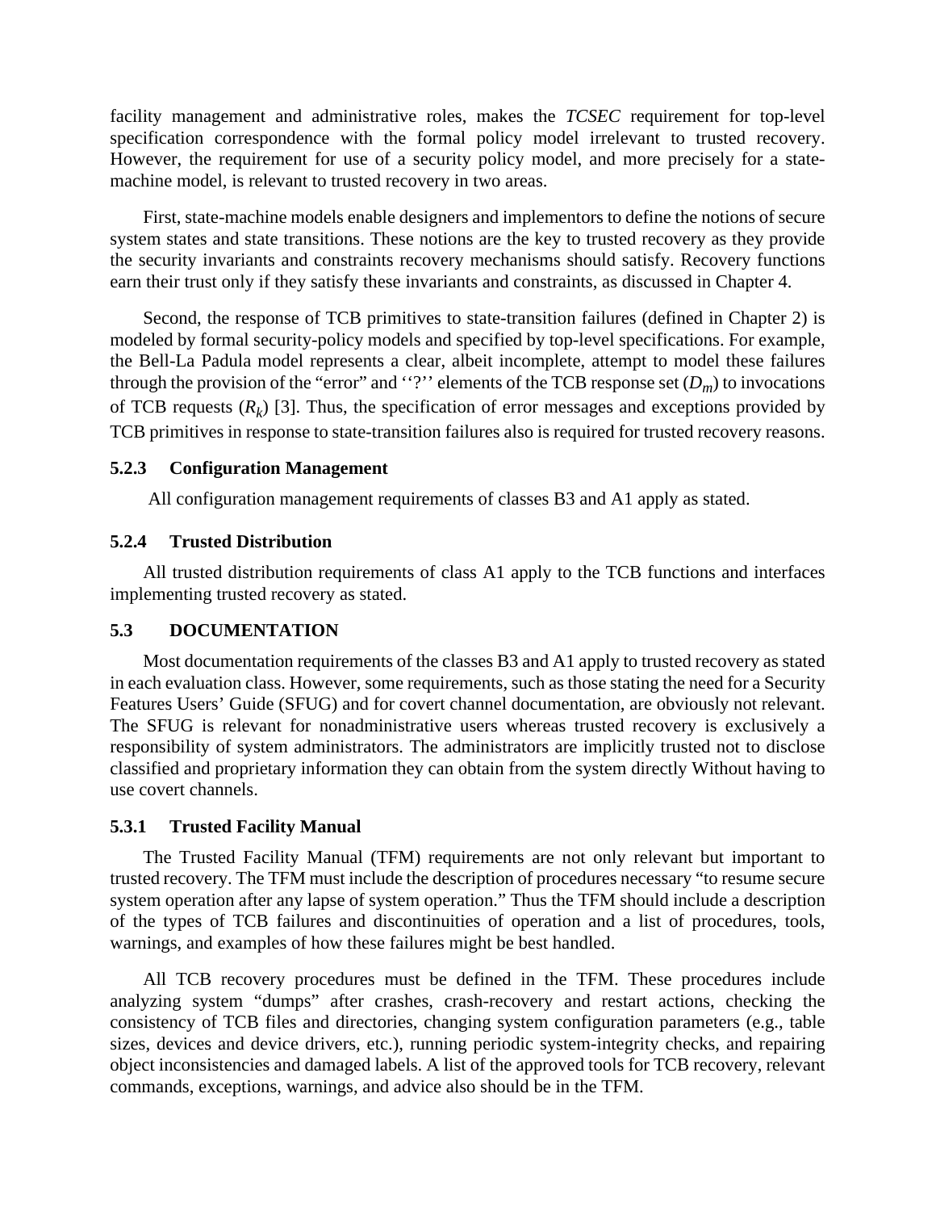facility management and administrative roles, makes the *TCSEC* requirement for top-level specification correspondence with the formal policy model irrelevant to trusted recovery. However, the requirement for use of a security policy model, and more precisely for a state-machine model, is relevant to trusted recovery in two areas.

First, state-machine models enable designers and implementors to define the notions of secure system states and state transitions. These notions are the key to trusted recovery as they provide the security invariants and constraints recovery mechanisms should satisfy. Recovery functions earn their trust only if they satisfy these invariants and constraints, as discussed in Chapter 4.

Second, the response of TCB primitives to state-transition failures (defined in Chapter 2) is modeled by formal security-policy models and specified by top-level specifications. For example, the Bell-La Padula model represents a clear, albeit incomplete, attempt to model these failures through the provision of the "error" and ''?'' elements of the TCB response set ($D_m$) to invocations of TCB requests ($R_k$) [3]. Thus, the specification of error messages and exceptions provided by TCB primitives in response to state-transition failures also is required for trusted recovery reasons.

### 5.2.3 Configuration Management

All configuration management requirements of classes B3 and A1 apply as stated.

### 5.2.4 Trusted Distribution

All trusted distribution requirements of class A1 apply to the TCB functions and interfaces implementing trusted recovery as stated.

## 5.3 DOCUMENTATION

Most documentation requirements of the classes B3 and A1 apply to trusted recovery as stated in each evaluation class. However, some requirements, such as those stating the need for a Security Features Users' Guide (SFUG) and for covert channel documentation, are obviously not relevant. The SFUG is relevant for nonadministrative users whereas trusted recovery is exclusively a responsibility of system administrators. The administrators are implicitly trusted not to disclose classified and proprietary information they can obtain from the system directly Without having to use covert channels.

### 5.3.1 Trusted Facility Manual

The Trusted Facility Manual (TFM) requirements are not only relevant but important to trusted recovery. The TFM must include the description of procedures necessary "to resume secure system operation after any lapse of system operation." Thus the TFM should include a description of the types of TCB failures and discontinuities of operation and a list of procedures, tools, warnings, and examples of how these failures might be best handled.

All TCB recovery procedures must be defined in the TFM. These procedures include analyzing system "dumps" after crashes, crash-recovery and restart actions, checking the consistency of TCB files and directories, changing system configuration parameters (e.g., table sizes, devices and device drivers, etc.), running periodic system-integrity checks, and repairing object inconsistencies and damaged labels. A list of the approved tools for TCB recovery, relevant commands, exceptions, warnings, and advice also should be in the TFM.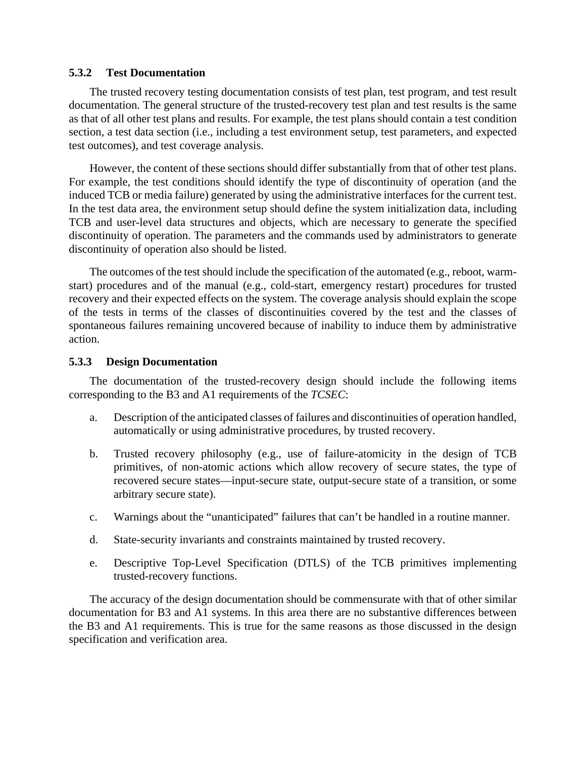### 5.3.2 Test Documentation

The trusted recovery testing documentation consists of test plan, test program, and test result documentation. The general structure of the trusted-recovery test plan and test results is the same as that of all other test plans and results. For example, the test plans should contain a test condition section, a test data section (i.e., including a test environment setup, test parameters, and expected test outcomes), and test coverage analysis.

However, the content of these sections should differ substantially from that of other test plans. For example, the test conditions should identify the type of discontinuity of operation (and the induced TCB or media failure) generated by using the administrative interfaces for the current test. In the test data area, the environment setup should define the system initialization data, including TCB and user-level data structures and objects, which are necessary to generate the specified discontinuity of operation. The parameters and the commands used by administrators to generate discontinuity of operation also should be listed.

The outcomes of the test should include the specification of the automated (e.g., reboot, warm-start) procedures and of the manual (e.g., cold-start, emergency restart) procedures for trusted recovery and their expected effects on the system. The coverage analysis should explain the scope of the tests in terms of the classes of discontinuities covered by the test and the classes of spontaneous failures remaining uncovered because of inability to induce them by administrative action.

### 5.3.3 Design Documentation

The documentation of the trusted-recovery design should include the following items corresponding to the B3 and A1 requirements of the *TCSEC*:

a. Description of the anticipated classes of failures and discontinuities of operation handled, automatically or using administrative procedures, by trusted recovery.

b. Trusted recovery philosophy (e.g., use of failure-atomicity in the design of TCB primitives, of non-atomic actions which allow recovery of secure states, the type of recovered secure states—input-secure state, output-secure state of a transition, or some arbitrary secure state).

c. Warnings about the "unanticipated" failures that can't be handled in a routine manner.

d. State-security invariants and constraints maintained by trusted recovery.

e. Descriptive Top-Level Specification (DTLS) of the TCB primitives implementing trusted-recovery functions.

The accuracy of the design documentation should be commensurate with that of other similar documentation for B3 and A1 systems. In this area there are no substantive differences between the B3 and A1 requirements. This is true for the same reasons as those discussed in the design specification and verification area.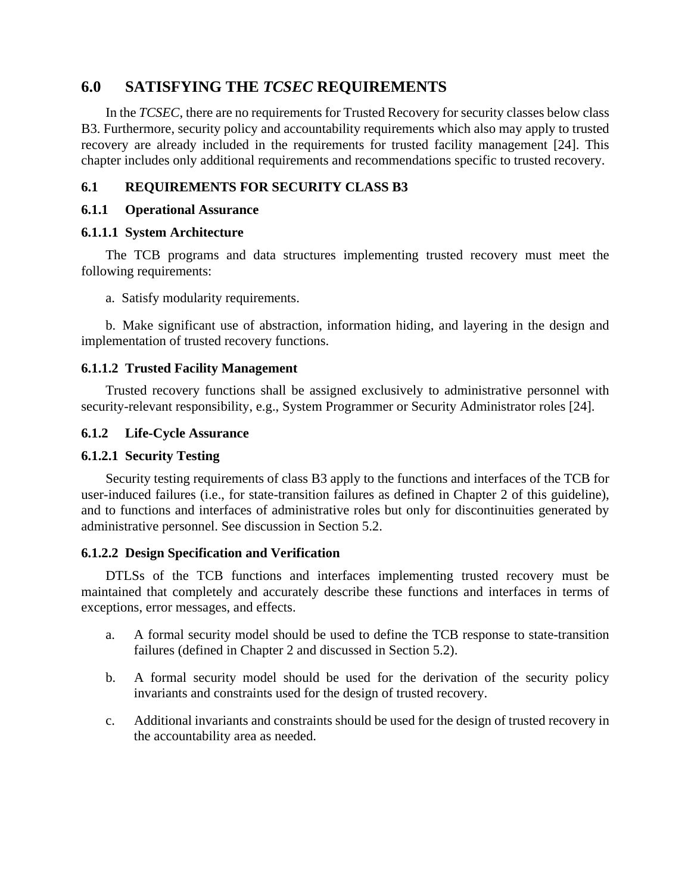# 6.0 SATISFYING THE *TCSEC* REQUIREMENTS

In the *TCSEC*, there are no requirements for Trusted Recovery for security classes below class B3. Furthermore, security policy and accountability requirements which also may apply to trusted recovery are already included in the requirements for trusted facility management [24]. This chapter includes only additional requirements and recommendations specific to trusted recovery.

## 6.1 REQUIREMENTS FOR SECURITY CLASS B3

### 6.1.1 Operational Assurance

#### 6.1.1.1 System Architecture

The TCB programs and data structures implementing trusted recovery must meet the following requirements:

a. Satisfy modularity requirements.

b. Make significant use of abstraction, information hiding, and layering in the design and implementation of trusted recovery functions.

#### 6.1.1.2 Trusted Facility Management

Trusted recovery functions shall be assigned exclusively to administrative personnel with security-relevant responsibility, e.g., System Programmer or Security Administrator roles [24].

### 6.1.2 Life-Cycle Assurance

#### 6.1.2.1 Security Testing

Security testing requirements of class B3 apply to the functions and interfaces of the TCB for user-induced failures (i.e., for state-transition failures as defined in Chapter 2 of this guideline), and to functions and interfaces of administrative roles but only for discontinuities generated by administrative personnel. See discussion in Section 5.2.

#### 6.1.2.2 Design Specification and Verification

DTLSs of the TCB functions and interfaces implementing trusted recovery must be maintained that completely and accurately describe these functions and interfaces in terms of exceptions, error messages, and effects.

a. A formal security model should be used to define the TCB response to state-transition failures (defined in Chapter 2 and discussed in Section 5.2).

b. A formal security model should be used for the derivation of the security policy invariants and constraints used for the design of trusted recovery.

c. Additional invariants and constraints should be used for the design of trusted recovery in the accountability area as needed.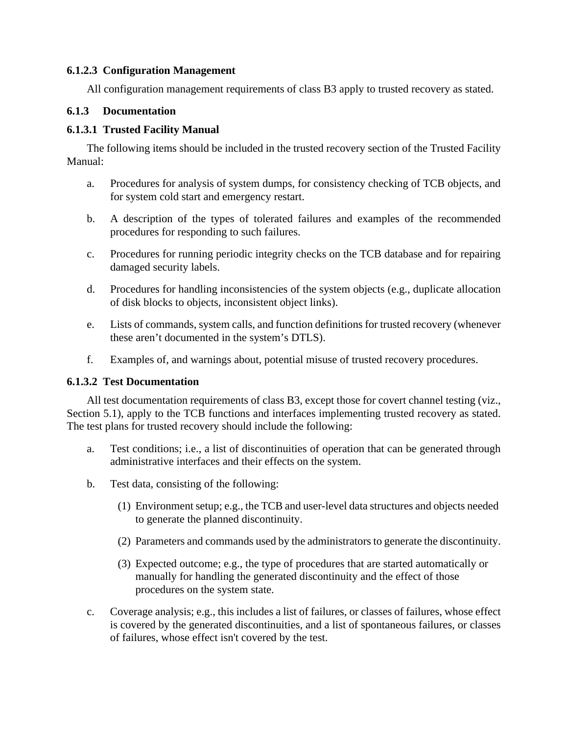#### 6.1.2.3 Configuration Management

All configuration management requirements of class B3 apply to trusted recovery as stated.

### 6.1.3 Documentation

#### 6.1.3.1 Trusted Facility Manual

The following items should be included in the trusted recovery section of the Trusted Facility Manual:

a. Procedures for analysis of system dumps, for consistency checking of TCB objects, and for system cold start and emergency restart.

b. A description of the types of tolerated failures and examples of the recommended procedures for responding to such failures.

c. Procedures for running periodic integrity checks on the TCB database and for repairing damaged security labels.

d. Procedures for handling inconsistencies of the system objects (e.g., duplicate allocation of disk blocks to objects, inconsistent object links).

e. Lists of commands, system calls, and function definitions for trusted recovery (whenever these aren't documented in the system's DTLS).

f. Examples of, and warnings about, potential misuse of trusted recovery procedures.

#### 6.1.3.2 Test Documentation

All test documentation requirements of class B3, except those for covert channel testing (viz., Section 5.1), apply to the TCB functions and interfaces implementing trusted recovery as stated. The test plans for trusted recovery should include the following:

a. Test conditions; i.e., a list of discontinuities of operation that can be generated through administrative interfaces and their effects on the system.

b. Test data, consisting of the following:

   (1) Environment setup; e.g., the TCB and user-level data structures and objects needed to generate the planned discontinuity.

   (2) Parameters and commands used by the administrators to generate the discontinuity.

   (3) Expected outcome; e.g., the type of procedures that are started automatically or manually for handling the generated discontinuity and the effect of those procedures on the system state.

c. Coverage analysis; e.g., this includes a list of failures, or classes of failures, whose effect is covered by the generated discontinuities, and a list of spontaneous failures, or classes of failures, whose effect isn't covered by the test.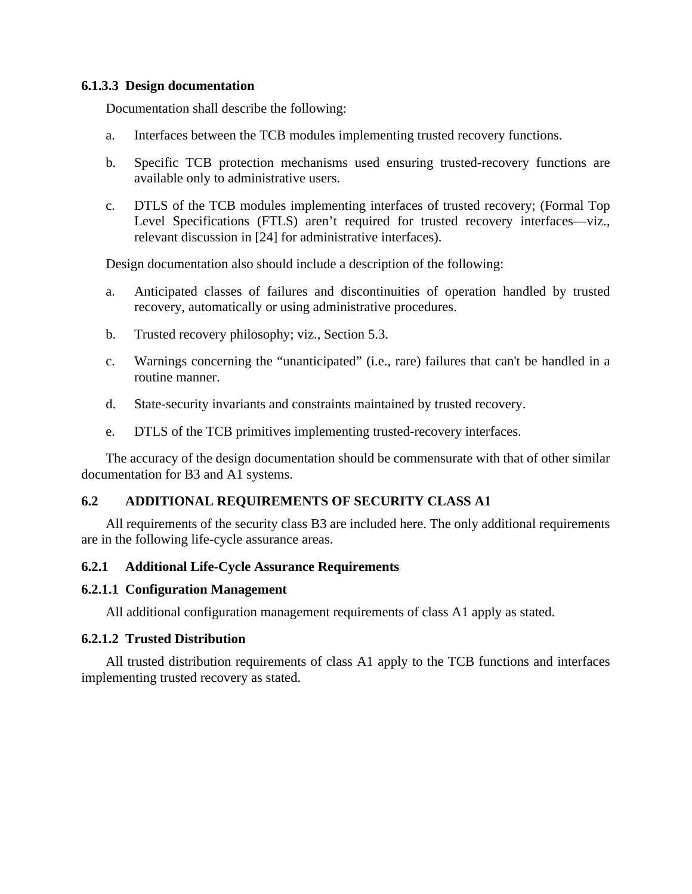#### 6.1.3.3 Design documentation

Documentation shall describe the following:

a. Interfaces between the TCB modules implementing trusted recovery functions.

b. Specific TCB protection mechanisms used ensuring trusted-recovery functions are available only to administrative users.

c. DTLS of the TCB modules implementing interfaces of trusted recovery; (Formal Top Level Specifications (FTLS) aren’t required for trusted recovery interfaces—viz., relevant discussion in [24] for administrative interfaces).

Design documentation also should include a description of the following:

a. Anticipated classes of failures and discontinuities of operation handled by trusted recovery, automatically or using administrative procedures.

b. Trusted recovery philosophy; viz., Section 5.3.

c. Warnings concerning the “unanticipated” (i.e., rare) failures that can't be handled in a routine manner.

d. State-security invariants and constraints maintained by trusted recovery.

e. DTLS of the TCB primitives implementing trusted-recovery interfaces.

The accuracy of the design documentation should be commensurate with that of other similar documentation for B3 and A1 systems.

## 6.2 ADDITIONAL REQUIREMENTS OF SECURITY CLASS A1

All requirements of the security class B3 are included here. The only additional requirements are in the following life-cycle assurance areas.

### 6.2.1 Additional Life-Cycle Assurance Requirements

#### 6.2.1.1 Configuration Management

All additional configuration management requirements of class A1 apply as stated.

#### 6.2.1.2 Trusted Distribution

All trusted distribution requirements of class A1 apply to the TCB functions and interfaces implementing trusted recovery as stated.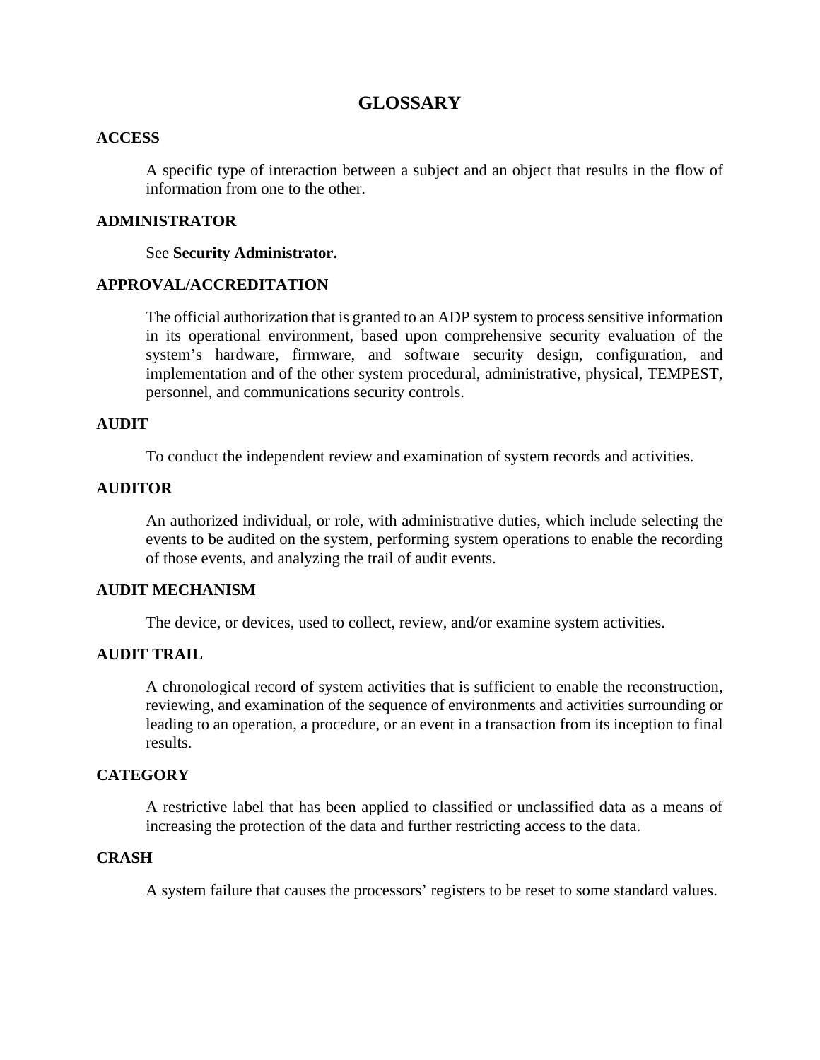# GLOSSARY

**ACCESS**

A specific type of interaction between a subject and an object that results in the flow of information from one to the other.

**ADMINISTRATOR**

See **Security Administrator.**

**APPROVAL/ACCREDITATION**

The official authorization that is granted to an ADP system to process sensitive information in its operational environment, based upon comprehensive security evaluation of the system's hardware, firmware, and software security design, configuration, and implementation and of the other system procedural, administrative, physical, TEMPEST, personnel, and communications security controls.

**AUDIT**

To conduct the independent review and examination of system records and activities.

**AUDITOR**

An authorized individual, or role, with administrative duties, which include selecting the events to be audited on the system, performing system operations to enable the recording of those events, and analyzing the trail of audit events.

**AUDIT MECHANISM**

The device, or devices, used to collect, review, and/or examine system activities.

**AUDIT TRAIL**

A chronological record of system activities that is sufficient to enable the reconstruction, reviewing, and examination of the sequence of environments and activities surrounding or leading to an operation, a procedure, or an event in a transaction from its inception to final results.

**CATEGORY**

A restrictive label that has been applied to classified or unclassified data as a means of increasing the protection of the data and further restricting access to the data.

**CRASH**

A system failure that causes the processors' registers to be reset to some standard values.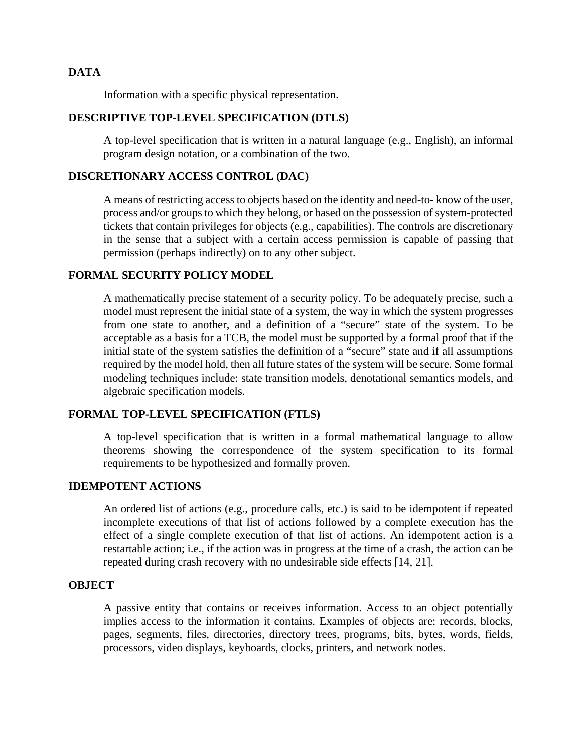**DATA**

Information with a specific physical representation.

**DESCRIPTIVE TOP-LEVEL SPECIFICATION (DTLS)**

A top-level specification that is written in a natural language (e.g., English), an informal program design notation, or a combination of the two.

**DISCRETIONARY ACCESS CONTROL (DAC)**

A means of restricting access to objects based on the identity and need-to- know of the user, process and/or groups to which they belong, or based on the possession of system-protected tickets that contain privileges for objects (e.g., capabilities). The controls are discretionary in the sense that a subject with a certain access permission is capable of passing that permission (perhaps indirectly) on to any other subject.

**FORMAL SECURITY POLICY MODEL**

A mathematically precise statement of a security policy. To be adequately precise, such a model must represent the initial state of a system, the way in which the system progresses from one state to another, and a definition of a "secure" state of the system. To be acceptable as a basis for a TCB, the model must be supported by a formal proof that if the initial state of the system satisfies the definition of a "secure" state and if all assumptions required by the model hold, then all future states of the system will be secure. Some formal modeling techniques include: state transition models, denotational semantics models, and algebraic specification models.

**FORMAL TOP-LEVEL SPECIFICATION (FTLS)**

A top-level specification that is written in a formal mathematical language to allow theorems showing the correspondence of the system specification to its formal requirements to be hypothesized and formally proven.

**IDEMPOTENT ACTIONS**

An ordered list of actions (e.g., procedure calls, etc.) is said to be idempotent if repeated incomplete executions of that list of actions followed by a complete execution has the effect of a single complete execution of that list of actions. An idempotent action is a restartable action; i.e., if the action was in progress at the time of a crash, the action can be repeated during crash recovery with no undesirable side effects [14, 21].

**OBJECT**

A passive entity that contains or receives information. Access to an object potentially implies access to the information it contains. Examples of objects are: records, blocks, pages, segments, files, directories, directory trees, programs, bits, bytes, words, fields, processors, video displays, keyboards, clocks, printers, and network nodes.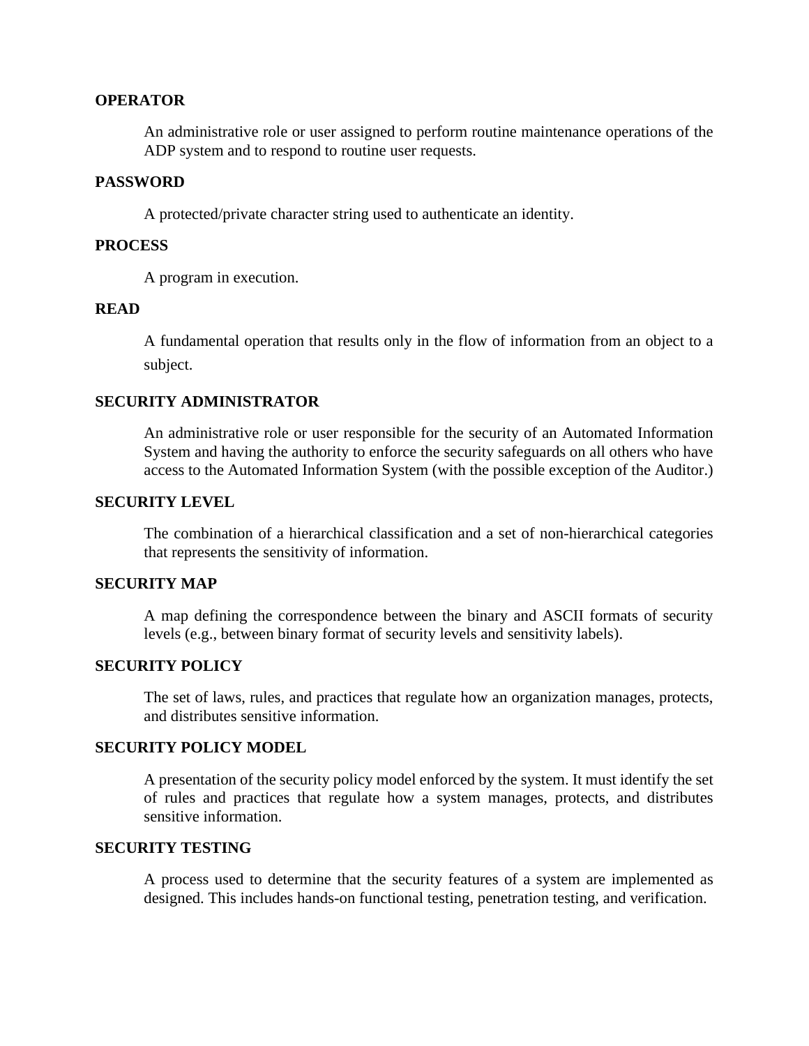**OPERATOR**

An administrative role or user assigned to perform routine maintenance operations of the ADP system and to respond to routine user requests.

**PASSWORD**

A protected/private character string used to authenticate an identity.

**PROCESS**

A program in execution.

**READ**

A fundamental operation that results only in the flow of information from an object to a subject.

**SECURITY ADMINISTRATOR**

An administrative role or user responsible for the security of an Automated Information System and having the authority to enforce the security safeguards on all others who have access to the Automated Information System (with the possible exception of the Auditor.)

**SECURITY LEVEL**

The combination of a hierarchical classification and a set of non-hierarchical categories that represents the sensitivity of information.

**SECURITY MAP**

A map defining the correspondence between the binary and ASCII formats of security levels (e.g., between binary format of security levels and sensitivity labels).

**SECURITY POLICY**

The set of laws, rules, and practices that regulate how an organization manages, protects, and distributes sensitive information.

**SECURITY POLICY MODEL**

A presentation of the security policy model enforced by the system. It must identify the set of rules and practices that regulate how a system manages, protects, and distributes sensitive information.

**SECURITY TESTING**

A process used to determine that the security features of a system are implemented as designed. This includes hands-on functional testing, penetration testing, and verification.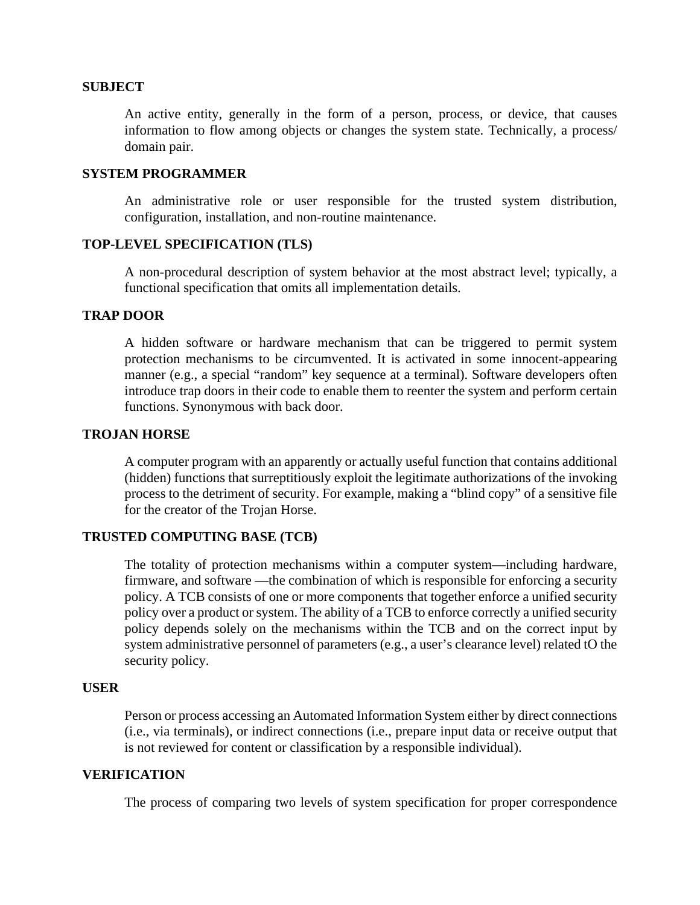**SUBJECT**

An active entity, generally in the form of a person, process, or device, that causes information to flow among objects or changes the system state. Technically, a process/ domain pair.

**SYSTEM PROGRAMMER**

An administrative role or user responsible for the trusted system distribution, configuration, installation, and non-routine maintenance.

**TOP-LEVEL SPECIFICATION (TLS)**

A non-procedural description of system behavior at the most abstract level; typically, a functional specification that omits all implementation details.

**TRAP DOOR**

A hidden software or hardware mechanism that can be triggered to permit system protection mechanisms to be circumvented. It is activated in some innocent-appearing manner (e.g., a special "random" key sequence at a terminal). Software developers often introduce trap doors in their code to enable them to reenter the system and perform certain functions. Synonymous with back door.

**TROJAN HORSE**

A computer program with an apparently or actually useful function that contains additional (hidden) functions that surreptitiously exploit the legitimate authorizations of the invoking process to the detriment of security. For example, making a "blind copy" of a sensitive file for the creator of the Trojan Horse.

**TRUSTED COMPUTING BASE (TCB)**

The totality of protection mechanisms within a computer system—including hardware, firmware, and software —the combination of which is responsible for enforcing a security policy. A TCB consists of one or more components that together enforce a unified security policy over a product or system. The ability of a TCB to enforce correctly a unified security policy depends solely on the mechanisms within the TCB and on the correct input by system administrative personnel of parameters (e.g., a user's clearance level) related tO the security policy.

**USER**

Person or process accessing an Automated Information System either by direct connections (i.e., via terminals), or indirect connections (i.e., prepare input data or receive output that is not reviewed for content or classification by a responsible individual).

**VERIFICATION**

The process of comparing two levels of system specification for proper correspondence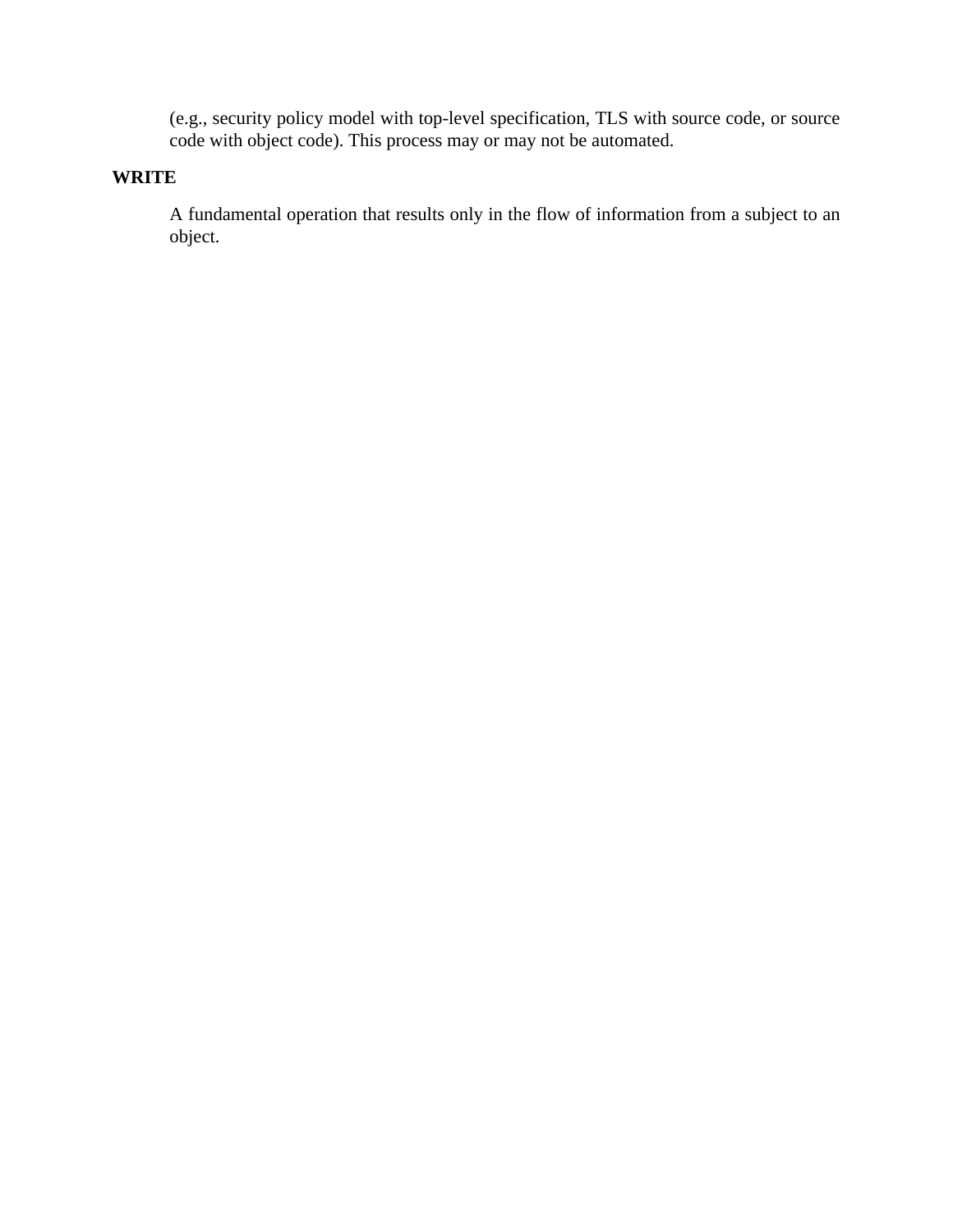(e.g., security policy model with top-level specification, TLS with source code, or source code with object code). This process may or may not be automated.

**WRITE**

A fundamental operation that results only in the flow of information from a subject to an object.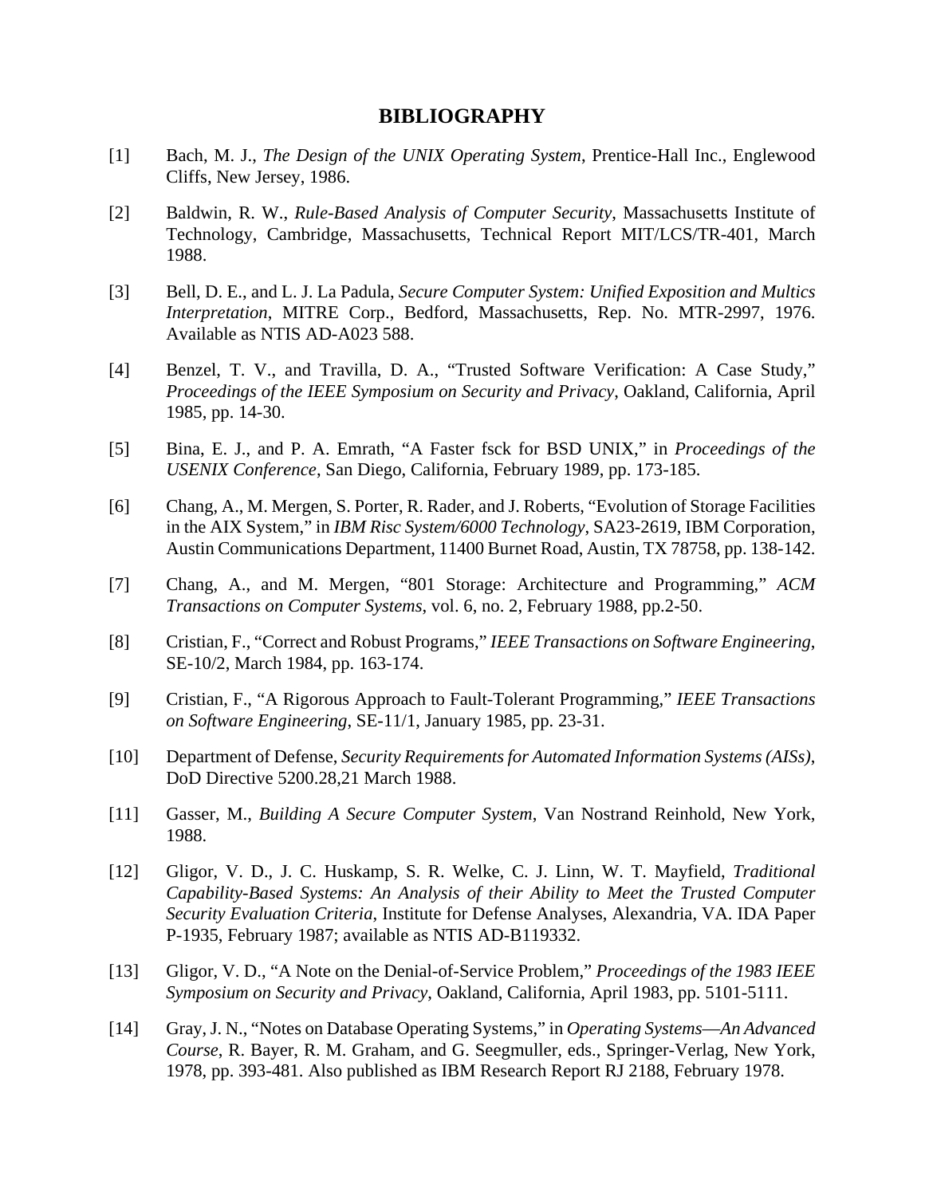# BIBLIOGRAPHY

[1] Bach, M. J., *The Design of the UNIX Operating System*, Prentice-Hall Inc., Englewood Cliffs, New Jersey, 1986.

[2] Baldwin, R. W., *Rule-Based Analysis of Computer Security*, Massachusetts Institute of Technology, Cambridge, Massachusetts, Technical Report MIT/LCS/TR-401, March 1988.

[3] Bell, D. E., and L. J. La Padula, *Secure Computer System: Unified Exposition and Multics Interpretation*, MITRE Corp., Bedford, Massachusetts, Rep. No. MTR-2997, 1976. Available as NTIS AD-A023 588.

[4] Benzel, T. V., and Travilla, D. A., "Trusted Software Verification: A Case Study," *Proceedings of the IEEE Symposium on Security and Privacy*, Oakland, California, April 1985, pp. 14-30.

[5] Bina, E. J., and P. A. Emrath, "A Faster fsck for BSD UNIX," in *Proceedings of the USENIX Conference*, San Diego, California, February 1989, pp. 173-185.

[6] Chang, A., M. Mergen, S. Porter, R. Rader, and J. Roberts, "Evolution of Storage Facilities in the AIX System," in *IBM Risc System/6000 Technology*, SA23-2619, IBM Corporation, Austin Communications Department, 11400 Burnet Road, Austin, TX 78758, pp. 138-142.

[7] Chang, A., and M. Mergen, "801 Storage: Architecture and Programming," *ACM Transactions on Computer Systems*, vol. 6, no. 2, February 1988, pp.2-50.

[8] Cristian, F., "Correct and Robust Programs," *IEEE Transactions on Software Engineering*, SE-10/2, March 1984, pp. 163-174.

[9] Cristian, F., "A Rigorous Approach to Fault-Tolerant Programming," *IEEE Transactions on Software Engineering*, SE-11/1, January 1985, pp. 23-31.

[10] Department of Defense, *Security Requirements for Automated Information Systems (AISs)*, DoD Directive 5200.28,21 March 1988.

[11] Gasser, M., *Building A Secure Computer System*, Van Nostrand Reinhold, New York, 1988.

[12] Gligor, V. D., J. C. Huskamp, S. R. Welke, C. J. Linn, W. T. Mayfield, *Traditional Capability-Based Systems: An Analysis of their Ability to Meet the Trusted Computer Security Evaluation Criteria*, Institute for Defense Analyses, Alexandria, VA. IDA Paper P-1935, February 1987; available as NTIS AD-B119332.

[13] Gligor, V. D., "A Note on the Denial-of-Service Problem," *Proceedings of the 1983 IEEE Symposium on Security and Privacy*, Oakland, California, April 1983, pp. 5101-5111.

[14] Gray, J. N., "Notes on Database Operating Systems," in *Operating Systems—An Advanced Course*, R. Bayer, R. M. Graham, and G. Seegmuller, eds., Springer-Verlag, New York, 1978, pp. 393-481. Also published as IBM Research Report RJ 2188, February 1978.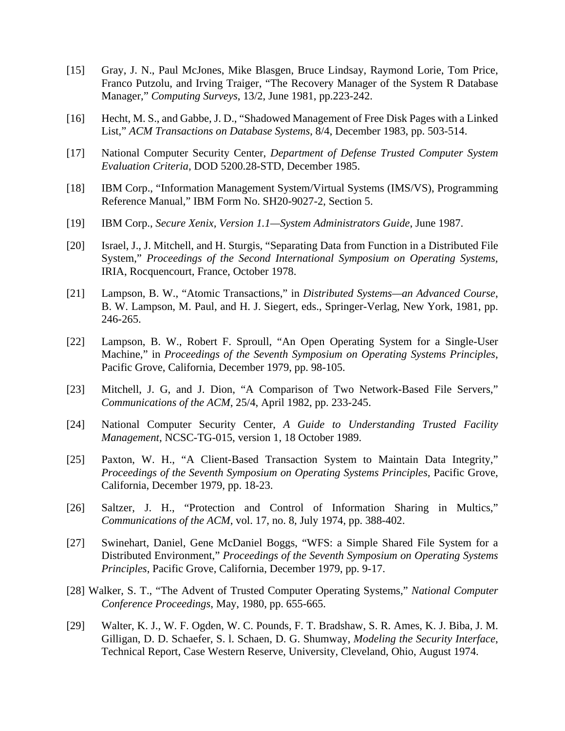[15] Gray, J. N., Paul McJones, Mike Blasgen, Bruce Lindsay, Raymond Lorie, Tom Price, Franco Putzolu, and Irving Traiger, "The Recovery Manager of the System R Database Manager," *Computing Surveys*, 13/2, June 1981, pp.223-242.

[16] Hecht, M. S., and Gabbe, J. D., "Shadowed Management of Free Disk Pages with a Linked List," *ACM Transactions on Database Systems*, 8/4, December 1983, pp. 503-514.

[17] National Computer Security Center, *Department of Defense Trusted Computer System Evaluation Criteria*, DOD 5200.28-STD, December 1985.

[18] IBM Corp., "Information Management System/Virtual Systems (IMS/VS), Programming Reference Manual," IBM Form No. SH20-9027-2, Section 5.

[19] IBM Corp., *Secure Xenix, Version 1.1—System Administrators Guide*, June 1987.

[20] Israel, J., J. Mitchell, and H. Sturgis, "Separating Data from Function in a Distributed File System," *Proceedings of the Second International Symposium on Operating Systems*, IRIA, Rocquencourt, France, October 1978.

[21] Lampson, B. W., "Atomic Transactions," in *Distributed Systems—an Advanced Course*, B. W. Lampson, M. Paul, and H. J. Siegert, eds., Springer-Verlag, New York, 1981, pp. 246-265.

[22] Lampson, B. W., Robert F. Sproull, "An Open Operating System for a Single-User Machine," in *Proceedings of the Seventh Symposium on Operating Systems Principles*, Pacific Grove, California, December 1979, pp. 98-105.

[23] Mitchell, J. G, and J. Dion, "A Comparison of Two Network-Based File Servers," *Communications of the ACM*, 25/4, April 1982, pp. 233-245.

[24] National Computer Security Center, *A Guide to Understanding Trusted Facility Management*, NCSC-TG-015, version 1, 18 October 1989.

[25] Paxton, W. H., "A Client-Based Transaction System to Maintain Data Integrity," *Proceedings of the Seventh Symposium on Operating Systems Principles*, Pacific Grove, California, December 1979, pp. 18-23.

[26] Saltzer, J. H., "Protection and Control of Information Sharing in Multics," *Communications of the ACM*, vol. 17, no. 8, July 1974, pp. 388-402.

[27] Swinehart, Daniel, Gene McDaniel Boggs, "WFS: a Simple Shared File System for a Distributed Environment," *Proceedings of the Seventh Symposium on Operating Systems Principles*, Pacific Grove, California, December 1979, pp. 9-17.

[28] Walker, S. T., "The Advent of Trusted Computer Operating Systems," *National Computer Conference Proceedings*, May, 1980, pp. 655-665.

[29] Walter, K. J., W. F. Ogden, W. C. Pounds, F. T. Bradshaw, S. R. Ames, K. J. Biba, J. M. Gilligan, D. D. Schaefer, S. l. Schaen, D. G. Shumway, *Modeling the Security Interface*, Technical Report, Case Western Reserve, University, Cleveland, Ohio, August 1974.